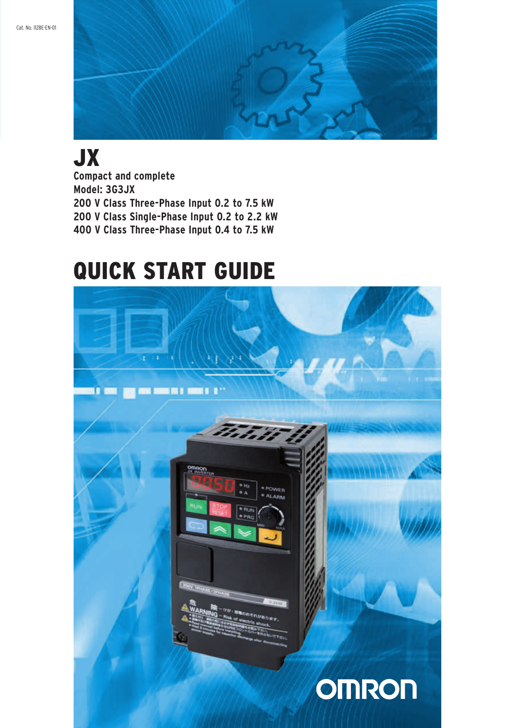Cat. No. I128E-EN-01

# JX

**Compact and complete**
**Model: 3G3JX**
**200 V Class Three-Phase Input 0.2 to 7.5 kW**
**200 V Class Single-Phase Input 0.2 to 2.2 kW**
**400 V Class Three-Phase Input 0.4 to 7.5 kW**

# QUICK START GUIDE

OMRON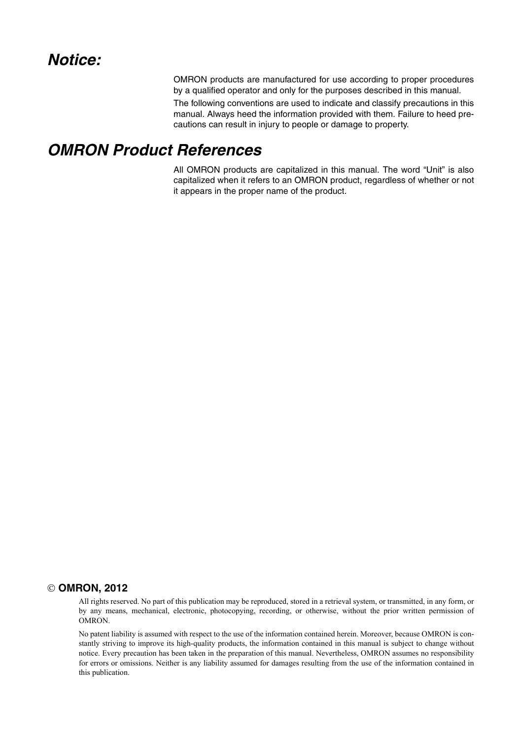## *Notice:*

OMRON products are manufactured for use according to proper procedures by a qualified operator and only for the purposes described in this manual.

The following conventions are used to indicate and classify precautions in this manual. Always heed the information provided with them. Failure to heed precautions can result in injury to people or damage to property.

## *OMRON Product References*

All OMRON products are capitalized in this manual. The word "Unit" is also capitalized when it refers to an OMRON product, regardless of whether or not it appears in the proper name of the product.

**© OMRON, 2012**

All rights reserved. No part of this publication may be reproduced, stored in a retrieval system, or transmitted, in any form, or by any means, mechanical, electronic, photocopying, recording, or otherwise, without the prior written permission of OMRON.

No patent liability is assumed with respect to the use of the information contained herein. Moreover, because OMRON is constantly striving to improve its high-quality products, the information contained in this manual is subject to change without notice. Every precaution has been taken in the preparation of this manual. Nevertheless, OMRON assumes no responsibility for errors or omissions. Neither is any liability assumed for damages resulting from the use of the information contained in this publication.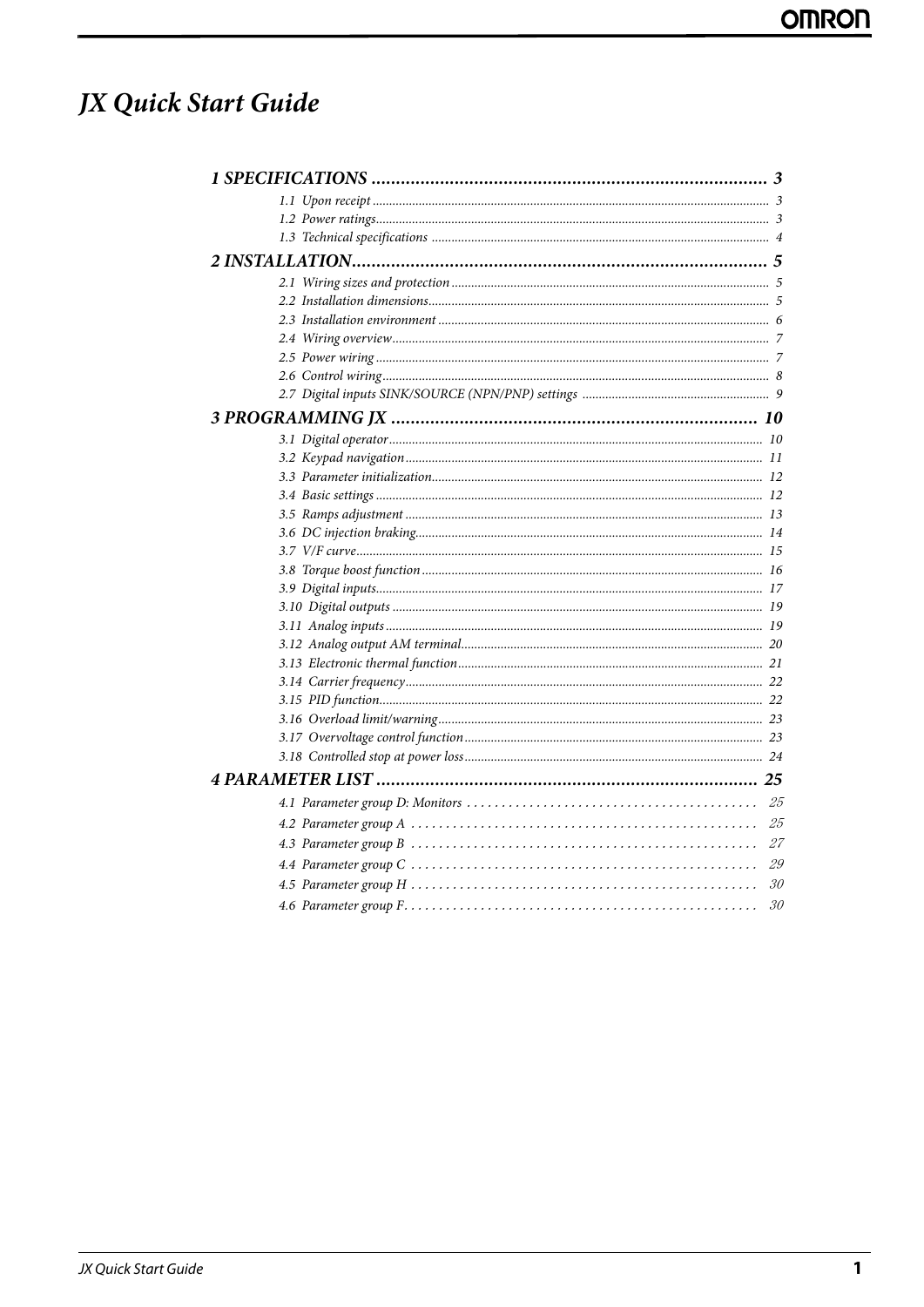# JX Quick Start Guide

**1 SPECIFICATIONS** ........................................................................ **3**

- 1.1 Upon receipt ........................................................................ 3
- 1.2 Power ratings........................................................................ 3
- 1.3 Technical specifications ........................................................................ 4

**2 INSTALLATION**........................................................................ **5**

- 2.1 Wiring sizes and protection ........................................................................ 5
- 2.2 Installation dimensions........................................................................ 5
- 2.3 Installation environment ........................................................................ 6
- 2.4 Wiring overview........................................................................ 7
- 2.5 Power wiring ........................................................................ 7
- 2.6 Control wiring........................................................................ 8
- 2.7 Digital inputs SINK/SOURCE (NPN/PNP) settings ........................................................................ 9

**3 PROGRAMMING JX** ........................................................................ **10**

- 3.1 Digital operator........................................................................ 10
- 3.2 Keypad navigation........................................................................ 11
- 3.3 Parameter initialization........................................................................ 12
- 3.4 Basic settings ........................................................................ 12
- 3.5 Ramps adjustment ........................................................................ 13
- 3.6 DC injection braking........................................................................ 14
- 3.7 V/F curve........................................................................ 15
- 3.8 Torque boost function ........................................................................ 16
- 3.9 Digital inputs........................................................................ 17
- 3.10 Digital outputs ........................................................................ 19
- 3.11 Analog inputs ........................................................................ 19
- 3.12 Analog output AM terminal........................................................................ 20
- 3.13 Electronic thermal function........................................................................ 21
- 3.14 Carrier frequency........................................................................ 22
- 3.15 PID function........................................................................ 22
- 3.16 Overload limit/warning........................................................................ 23
- 3.17 Overvoltage control function........................................................................ 23
- 3.18 Controlled stop at power loss........................................................................ 24

**4 PARAMETER LIST** ........................................................................ **25**

- 4.1 Parameter group D: Monitors . . . . . . . . . . . . . . . . . . . . . . . . . . . . . . . . . 25
- 4.2 Parameter group A . . . . . . . . . . . . . . . . . . . . . . . . . . . . . . . . . . . . . . . . 25
- 4.3 Parameter group B . . . . . . . . . . . . . . . . . . . . . . . . . . . . . . . . . . . . . . . . 27
- 4.4 Parameter group C . . . . . . . . . . . . . . . . . . . . . . . . . . . . . . . . . . . . . . . . 29
- 4.5 Parameter group H . . . . . . . . . . . . . . . . . . . . . . . . . . . . . . . . . . . . . . . . 30
- 4.6 Parameter group F. . . . . . . . . . . . . . . . . . . . . . . . . . . . . . . . . . . . . . . . . 30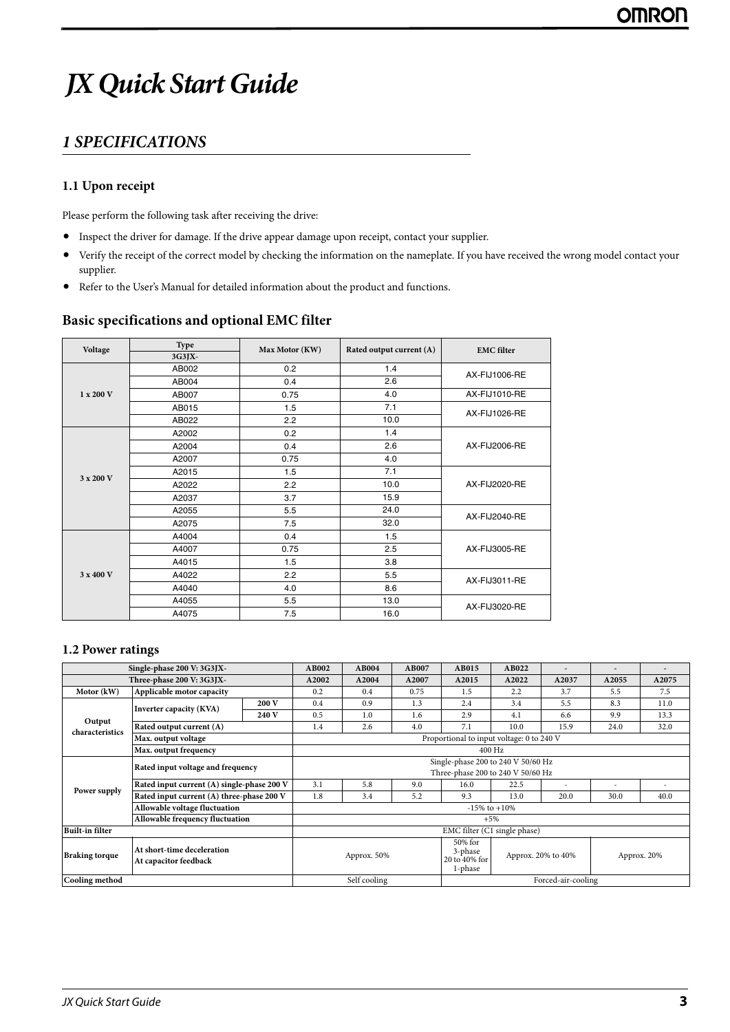# JX Quick Start Guide

## 1 SPECIFICATIONS

### 1.1 Upon receipt

Please perform the following task after receiving the drive:

- Inspect the driver for damage. If the drive appear damage upon receipt, contact your supplier.
- Verify the receipt of the correct model by checking the information on the nameplate. If you have received the wrong model contact your supplier.
- Refer to the User's Manual for detailed information about the product and functions.

### Basic specifications and optional EMC filter

| Voltage | Type 3G3JX- | Max Motor (KW) | Rated output current (A) | EMC filter |
|---|---|---|---|---|
| 1 x 200 V | AB002 | 0.2 | 1.4 | AX-FIJ1006-RE |
| | AB004 | 0.4 | 2.6 | |
| | AB007 | 0.75 | 4.0 | AX-FIJ1010-RE |
| | AB015 | 1.5 | 7.1 | AX-FIJ1026-RE |
| | AB022 | 2.2 | 10.0 | |
| 3 x 200 V | A2002 | 0.2 | 1.4 | AX-FIJ2006-RE |
| | A2004 | 0.4 | 2.6 | |
| | A2007 | 0.75 | 4.0 | |
| | A2015 | 1.5 | 7.1 | AX-FIJ2020-RE |
| | A2022 | 2.2 | 10.0 | |
| | A2037 | 3.7 | 15.9 | |
| | A2055 | 5.5 | 24.0 | AX-FIJ2040-RE |
| | A2075 | 7.5 | 32.0 | |
| 3 x 400 V | A4004 | 0.4 | 1.5 | AX-FIJ3005-RE |
| | A4007 | 0.75 | 2.5 | |
| | A4015 | 1.5 | 3.8 | |
| | A4022 | 2.2 | 5.5 | AX-FIJ3011-RE |
| | A4040 | 4.0 | 8.6 | |
| | A4055 | 5.5 | 13.0 | AX-FIJ3020-RE |
| | A4075 | 7.5 | 16.0 | |

### 1.2 Power ratings

| Single-phase 200 V: 3G3JX- | | | AB002 | AB004 | AB007 | AB015 | AB022 | - | - | - |
|---|---|---|---|---|---|---|---|---|---|---|
| Three-phase 200 V: 3G3JX- | | | A2002 | A2004 | A2007 | A2015 | A2022 | A2037 | A2055 | A2075 |
| Motor (kW) | Applicable motor capacity | | 0.2 | 0.4 | 0.75 | 1.5 | 2.2 | 3.7 | 5.5 | 7.5 |
| Output characteristics | Inverter capacity (KVA) | 200 V | 0.4 | 0.9 | 1.3 | 2.4 | 3.4 | 5.5 | 8.3 | 11.0 |
| | | 240 V | 0.5 | 1.0 | 1.6 | 2.9 | 4.1 | 6.6 | 9.9 | 13.3 |
| | Rated output current (A) | | 1.4 | 2.6 | 4.0 | 7.1 | 10.0 | 15.9 | 24.0 | 32.0 |
| | Max. output voltage | | Proportional to input voltage: 0 to 240 V | | | | | | | |
| | Max. output frequency | | 400 Hz | | | | | | | |
| Power supply | Rated input voltage and frequency | | Single-phase 200 to 240 V 50/60 Hz<br>Three-phase 200 to 240 V 50/60 Hz | | | | | | | |
| | Rated input current (A) single-phase 200 V | | 3.1 | 5.8 | 9.0 | 16.0 | 22.5 | - | - | - |
| | Rated input current (A) three-phase 200 V | | 1.8 | 3.4 | 5.2 | 9.3 | 13.0 | 20.0 | 30.0 | 40.0 |
| | Allowable voltage fluctuation | | -15% to +10% | | | | | | | |
| | Allowable frequency fluctuation | | +5% | | | | | | | |
| Built-in filter | | | EMC filter (C1 single phase) | | | | | | | |
| Braking torque | At short-time deceleration<br>At capacitor feedback | | Approx. 50% | | | 50% for 3-phase 20 to 40% for 1-phase | Approx. 20% to 40% | | Approx. 20% | |
| Cooling method | | | Self cooling | | | Forced-air-cooling | | | | |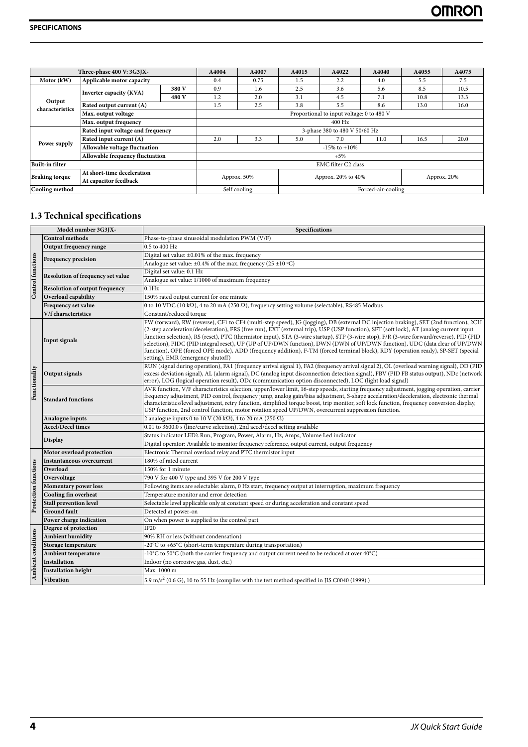| Three-phase 400 V: 3G3JX- | | | A4004 | A4007 | A4015 | A4022 | A4040 | A4055 | A4075 |
|---|---|---|---|---|---|---|---|---|---|
| Motor (kW) | Applicable motor capacity | | 0.4 | 0.75 | 1.5 | 2.2 | 4.0 | 5.5 | 7.5 |
| Output characteristics | Inverter capacity (KVA) | 380 V | 0.9 | 1.6 | 2.5 | 3.6 | 5.6 | 8.5 | 10.5 |
| | | 480 V | 1.2 | 2.0 | 3.1 | 4.5 | 7.1 | 10.8 | 13.3 |
| | Rated output current (A) | | 1.5 | 2.5 | 3.8 | 5.5 | 8.6 | 13.0 | 16.0 |
| | Max. output voltage | | Proportional to input voltage: 0 to 480 V | | | | | | |
| | Max. output frequency | | 400 Hz | | | | | | |
| Power supply | Rated input voltage and frequency | | 3-phase 380 to 480 V 50/60 Hz | | | | | | |
| | Rated input current (A) | | 2.0 | 3.3 | 5.0 | 7.0 | 11.0 | 16.5 | 20.0 |
| | Allowable voltage fluctuation | | -15% to +10% | | | | | | |
| | Allowable frequency fluctuation | | +5% | | | | | | |
| Built-in filter | | | EMC filter C2 class | | | | | | |
| Braking torque | At short-time deceleration At capacitor feedback | | Approx. 50% | | Approx. 20% to 40% | | | Approx. 20% | |
| Cooling method | | | Self cooling | | Forced-air-cooling | | | | |

## 1.3 Technical specifications

| Model number 3G3JX- | | Specifications |
|---|---|---|
| Control functions | Control methods | Phase-to-phase sinusoidal modulation PWM (V/F) |
| | Output frequency range | 0.5 to 400 Hz |
| | Frequency precision | Digital set value: ±0.01% of the max. frequency |
| | | Analogue set value: ±0.4% of the max. frequency (25 ±10 ºC) |
| | Resolution of frequency set value | Digital set value: 0.1 Hz |
| | | Analogue set value: 1/1000 of maximum frequency |
| | Resolution of output frequency | 0.1Hz |
| | Overload capability | 150% rated output current for one minute |
| | Frequency set value | 0 to 10 VDC (10 kΩ), 4 to 20 mA (250 Ω), frequency setting volume (selectable), RS485 Modbus |
| | V/f characteristics | Constant/reduced torque |
| Functionality | Input signals | FW (forward), RW (reverse), CF1 to CF4 (multi-step speed), JG (jogging), DB (external DC injection braking), SET (2nd function), 2CH (2-step acceleration/deceleration), FRS (free run), EXT (external trip), USP (USP function), SFT (soft lock), AT (analog current input function selection), RS (reset), PTC (thermistor input), STA (3-wire startup), STP (3-wire stop), F/R (3-wire forward/reverse), PID (PID selection), PIDC (PID integral reset), UP (UP of UP/DWN function), DWN (DWN of UP/DWN function), UDC (data clear of UP/DWN function), OPE (forced OPE mode), ADD (frequency addition), F-TM (forced terminal block), RDY (operation ready), SP-SET (special setting), EMR (emergency shutoff) |
| | Output signals | RUN (signal during operation), FA1 (frequency arrival signal 1), FA2 (frequency arrival signal 2), OL (overload warning signal), OD (PID excess deviation signal), AL (alarm signal), DC (analog input disconnection detection signal), FBV (PID FB status output), NDc (network error), LOG (logical operation result), ODc (communication option disconnected), LOC (light load signal) |
| | Standard functions | AVR function, V/F characteristics selection, upper/lower limit, 16-step speeds, starting frequency adjustment, jogging operation, carrier frequency adjustment, PID control, frequency jump, analog gain/bias adjustment, S-shape acceleration/deceleration, electronic thermal characteristics/level adjustment, retry function, simplified torque boost, trip monitor, soft lock function, frequency conversion display, USP function, 2nd control function, motor rotation speed UP/DWN, overcurrent suppression function. |
| | Analogue inputs | 2 analogue inputs 0 to 10 V (20 kΩ), 4 to 20 mA (250 Ω) |
| | Accel/Decel times | 0.01 to 3600.0 s (line/curve selection), 2nd accel/decel setting available |
| | Display | Status indicator LED's Run, Program, Power, Alarm, Hz, Amps, Volume Led indicator |
| | | Digital operator: Available to monitor frequency reference, output current, output frequency |
| Protection functions | Motor overload protection | Electronic Thermal overload relay and PTC thermistor input |
| | Instantaneous overcurrent | 180% of rated current |
| | Overload | 150% for 1 minute |
| | Overvoltage | 790 V for 400 V type and 395 V for 200 V type |
| | Momentary power loss | Following items are selectable: alarm, 0 Hz start, frequency output at interruption, maximum frequency |
| | Cooling fin overheat | Temperature monitor and error detection |
| | Stall prevention level | Selectable level applicable only at constant speed or during acceleration and constant speed |
| | Ground fault | Detected at power-on |
| | Power charge indication | On when power is supplied to the control part |
| Ambient conditions | Degree of protection | IP20 |
| | Ambient humidity | 90% RH or less (without condensation) |
| | Storage temperature | -20°C to +65°C (short-term temperature during transportation) |
| | Ambient temperature | -10°C to 50°C (both the carrier frequency and output current need to be reduced at over 40°C) |
| | Installation | Indoor (no corrosive gas, dust, etc.) |
| | Installation height | Max. 1000 m |
| | Vibration | 5.9 $m/s^2$ (0.6 G), 10 to 55 Hz (complies with the test method specified in JIS C0040 (1999).) |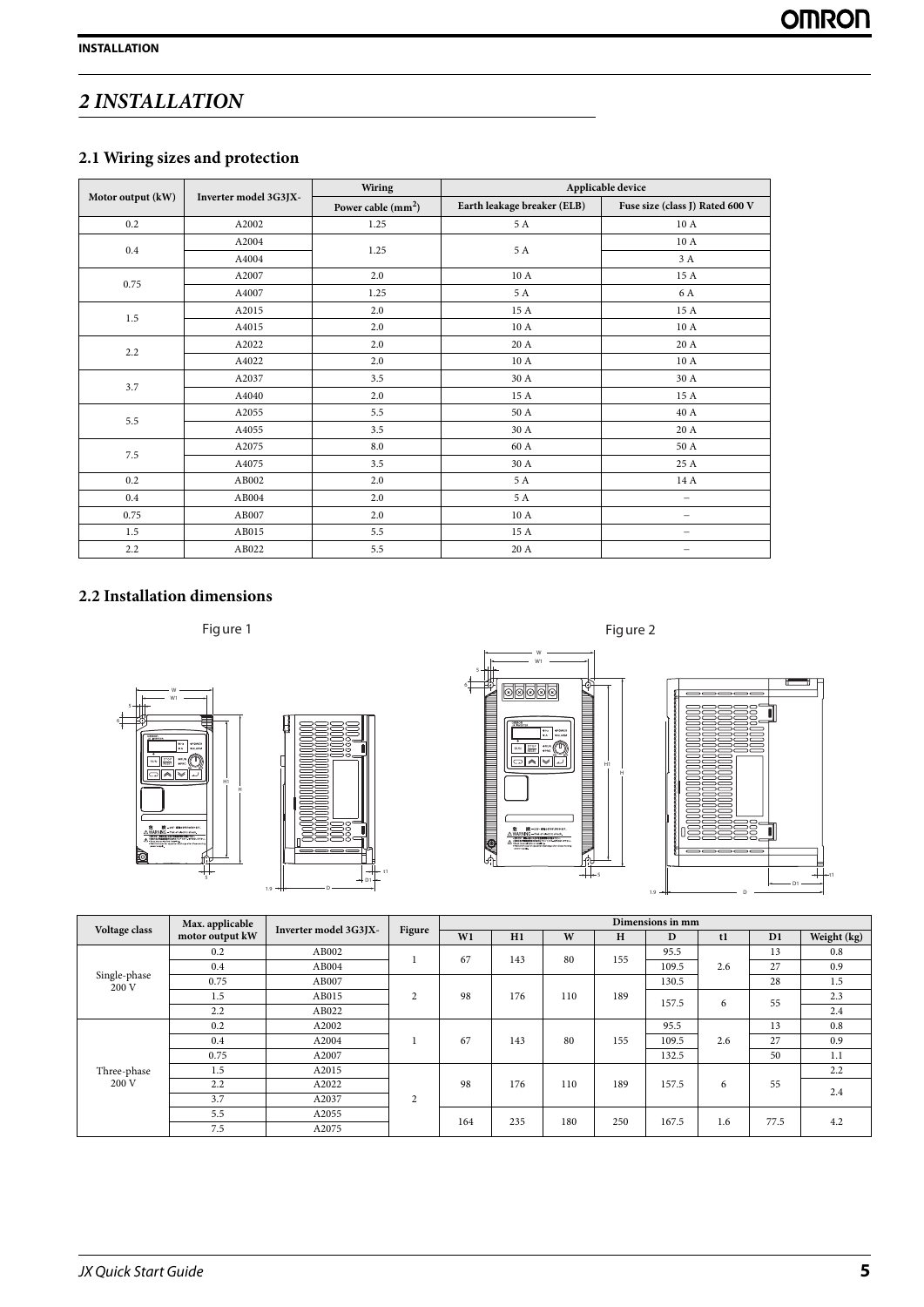# 2 INSTALLATION

## 2.1 Wiring sizes and protection

| Motor output (kW) | Inverter model 3G3JX- | Wiring | Applicable device | |
|---|---|---|---|---|
| | | Power cable (mm$^2$) | Earth leakage breaker (ELB) | Fuse size (class J) Rated 600 V |
| 0.2 | A2002 | 1.25 | 5 A | 10 A |
| 0.4 | A2004 | 1.25 | 5 A | 10 A |
| | A4004 | | | 3 A |
| 0.75 | A2007 | 2.0 | 10 A | 15 A |
| | A4007 | 1.25 | 5 A | 6 A |
| 1.5 | A2015 | 2.0 | 15 A | 15 A |
| | A4015 | 2.0 | 10 A | 10 A |
| 2.2 | A2022 | 2.0 | 20 A | 20 A |
| | A4022 | 2.0 | 10 A | 10 A |
| 3.7 | A2037 | 3.5 | 30 A | 30 A |
| | A4040 | 2.0 | 15 A | 15 A |
| 5.5 | A2055 | 5.5 | 50 A | 40 A |
| | A4055 | 3.5 | 30 A | 20 A |
| 7.5 | A2075 | 8.0 | 60 A | 50 A |
| | A4075 | 3.5 | 30 A | 25 A |
| 0.2 | AB002 | 2.0 | 5 A | 14 A |
| 0.4 | AB004 | 2.0 | 5 A | – |
| 0.75 | AB007 | 2.0 | 10 A | – |
| 1.5 | AB015 | 5.5 | 15 A | – |
| 2.2 | AB022 | 5.5 | 20 A | – |

## 2.2 Installation dimensions

Figure 1

Figure 2

| Voltage class | Max. applicable motor output kW | Inverter model 3G3JX- | Figure | Dimensions in mm | | | | | | | |
|---|---|---|---|---|---|---|---|---|---|---|---|
| | | | | W1 | H1 | W | H | D | t1 | D1 | Weight (kg) |
| Single-phase 200 V | 0.2 | AB002 | 1 | 67 | 143 | 80 | 155 | 95.5 | 2.6 | 13 | 0.8 |
| | 0.4 | AB004 | | | | | | 109.5 | | 27 | 0.9 |
| | 0.75 | AB007 | 2 | 98 | 176 | 110 | 189 | 130.5 | 6 | 28 | 1.5 |
| | 1.5 | AB015 | | | | | | 157.5 | | 55 | 2.3 |
| | 2.2 | AB022 | | | | | | | | | 2.4 |
| Three-phase 200 V | 0.2 | A2002 | 1 | 67 | 143 | 80 | 155 | 95.5 | 2.6 | 13 | 0.8 |
| | 0.4 | A2004 | | | | | | 109.5 | | 27 | 0.9 |
| | 0.75 | A2007 | | | | | | 132.5 | | 50 | 1.1 |
| | 1.5 | A2015 | 2 | 98 | 176 | 110 | 189 | 157.5 | 6 | 55 | 2.2 |
| | 2.2 | A2022 | | | | | | | | | 2.4 |
| | 3.7 | A2037 | | | | | | | | | |
| | 5.5 | A2055 | | 164 | 235 | 180 | 250 | 167.5 | 1.6 | 77.5 | 4.2 |
| | 7.5 | A2075 | | | | | | | | | |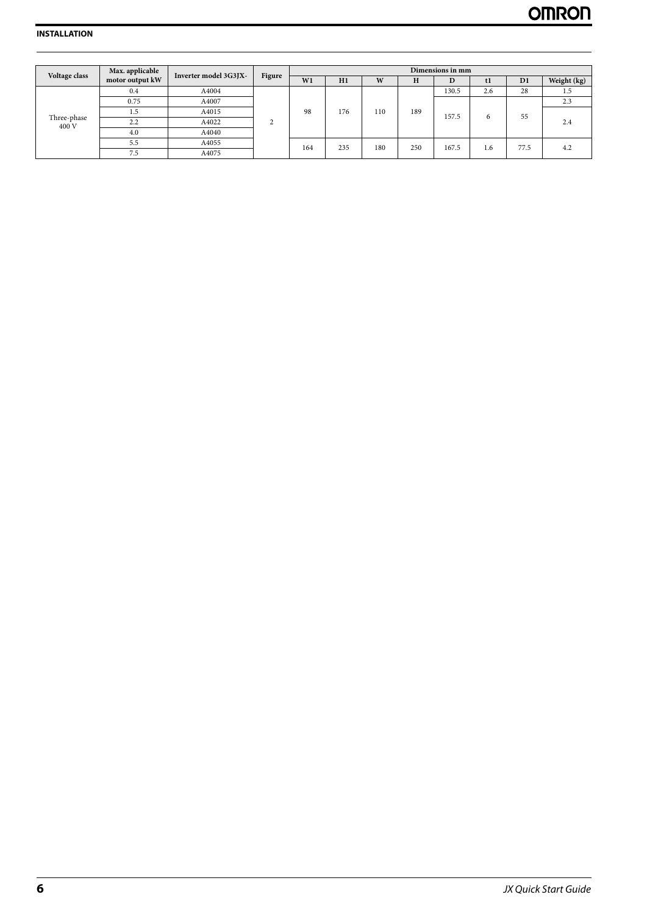| Voltage class | Max. applicable motor output kW | Inverter model 3G3JX- | Figure | Dimensions in mm | | | | | | | |
|---|---|---|---|---|---|---|---|---|---|---|---|
| | | | | W1 | H1 | W | H | D | t1 | D1 | Weight (kg) |
| Three-phase 400 V | 0.4 | A4004 | 2 | 98 | 176 | 110 | 189 | 130.5 | 2.6 | 28 | 1.5 |
| | 0.75 | A4007 | | | | | | 157.5 | 6 | 55 | 2.3 |
| | 1.5 | A4015 | | | | | | | | | 2.4 |
| | 2.2 | A4022 | | | | | | | | | |
| | 4.0 | A4040 | | | | | | | | | |
| | 5.5 | A4055 | | 164 | 235 | 180 | 250 | 167.5 | 1.6 | 77.5 | 4.2 |
| | 7.5 | A4075 | | | | | | | | | |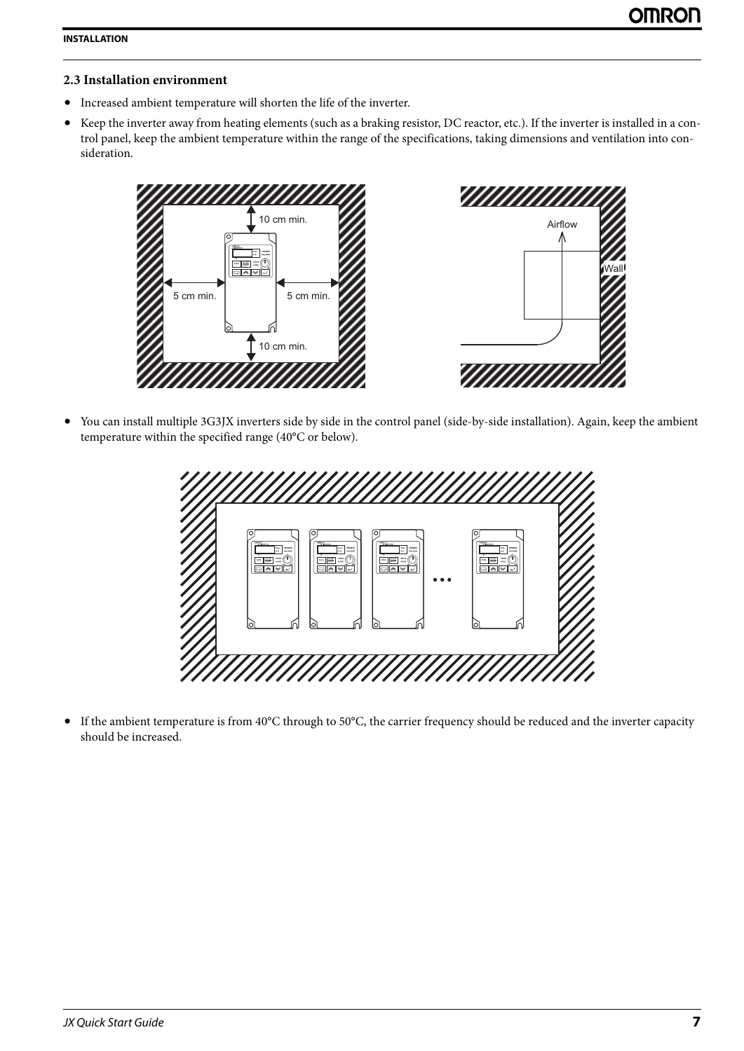## 2.3 Installation environment

- Increased ambient temperature will shorten the life of the inverter.
- Keep the inverter away from heating elements (such as a braking resistor, DC reactor, etc.). If the inverter is installed in a control panel, keep the ambient temperature within the range of the specifications, taking dimensions and ventilation into consideration.

10 cm min.

5 cm min.

5 cm min.

10 cm min.

Airflow

Wall

- You can install multiple 3G3JX inverters side by side in the control panel (side-by-side installation). Again, keep the ambient temperature within the specified range (40°C or below).

- If the ambient temperature is from 40°C through to 50°C, the carrier frequency should be reduced and the inverter capacity should be increased.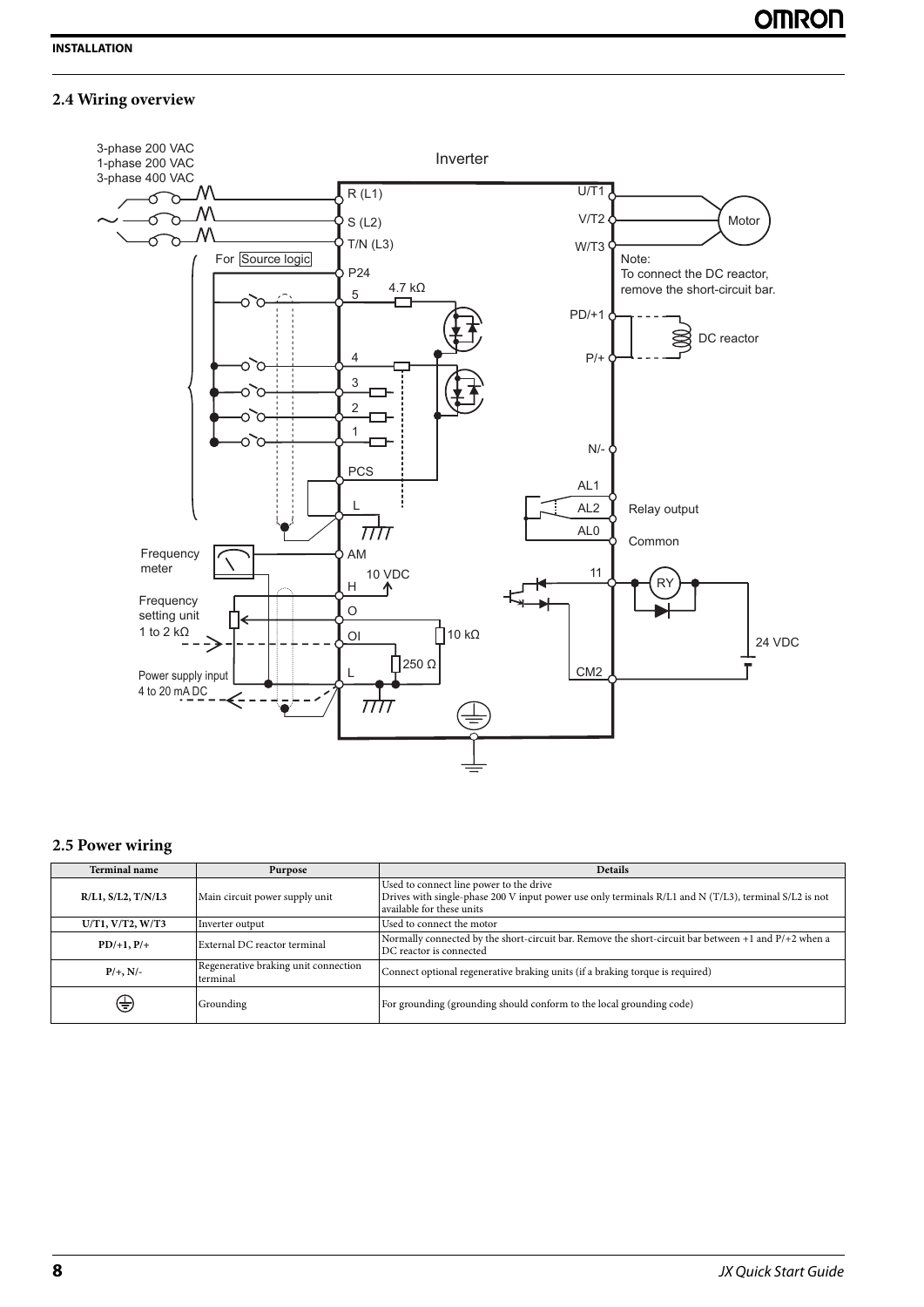## 2.4 Wiring overview

3-phase 200 VAC
1-phase 200 VAC
3-phase 400 VAC

Inverter

R (L1)
S (L2)
T/N (L3)
For Source logic
P24
5
4.7 kΩ
4
3
2
1
PCS
L
Frequency meter
AM
10 VDC
H
Frequency setting unit 1 to 2 kΩ
O
OI
10 kΩ
250 Ω
Power supply input 4 to 20 mA DC
L

U/T1
V/T2
W/T3
Motor
Note:
To connect the DC reactor, remove the short-circuit bar.
PD/+1
DC reactor
P/+
N/-
AL1
AL2
AL0
Relay output
Common
11
RY
24 VDC
CM2

## 2.5 Power wiring

| Terminal name | Purpose | Details |
|---|---|---|
| R/L1, S/L2, T/N/L3 | Main circuit power supply unit | Used to connect line power to the drive<br>Drives with single-phase 200 V input power use only terminals R/L1 and N (T/L3), terminal S/L2 is not available for these units |
| U/T1, V/T2, W/T3 | Inverter output | Used to connect the motor |
| PD/+1, P/+ | External DC reactor terminal | Normally connected by the short-circuit bar. Remove the short-circuit bar between +1 and P/+2 when a DC reactor is connected |
| P/+, N/- | Regenerative braking unit connection terminal | Connect optional regenerative braking units (if a braking torque is required) |
| ⏚ | Grounding | For grounding (grounding should conform to the local grounding code) |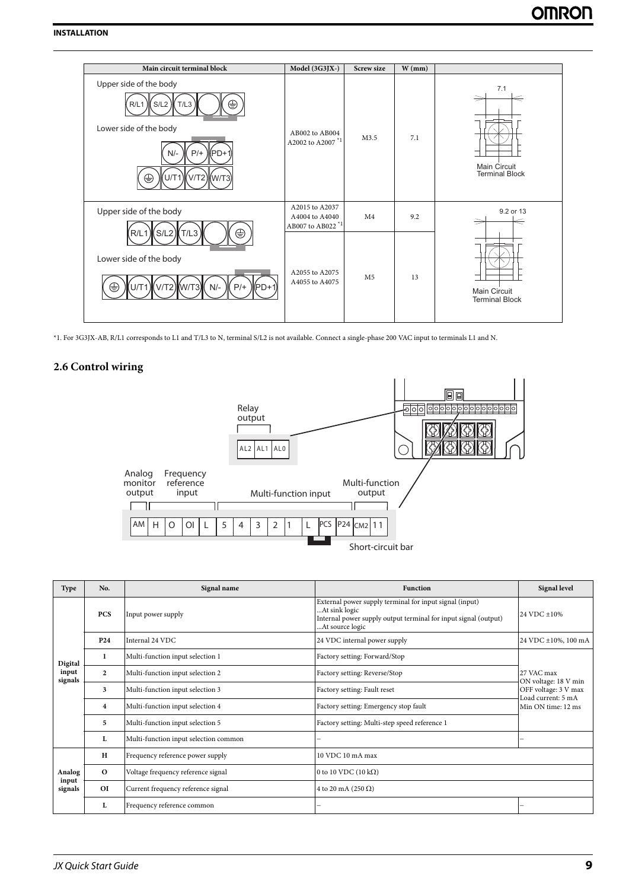| Main circuit terminal block | Model (3G3JX-) | Screw size | W (mm) | |
|---|---|---|---|---|
| Upper side of the body: R/L1, S/L2, T/L3, ⏚ ; Lower side of the body: N/-, P/+, PD+1, ⏚, U/T1, V/T2, W/T3 | AB002 to AB004 A2002 to A2007 *1 | M3.5 | 7.1 | 7.1 Main Circuit Terminal Block |
| Upper side of the body: R/L1, S/L2, T/L3, ⏚ ; Lower side of the body: ⏚, U/T1, V/T2, W/T3, N/-, P/+, PD+1 | A2015 to A2037 A4004 to A4040 AB007 to AB022 *1 | M4 | 9.2 | 9.2 or 13 Main Circuit Terminal Block |
| | A2055 to A2075 A4055 to A4075 | M5 | 13 | |

*1. For 3G3JX-AB, R/L1 corresponds to L1 and T/L3 to N, terminal S/L2 is not available. Connect a single-phase 200 VAC input to terminals L1 and N.

## 2.6 Control wiring

Relay output: AL2, AL1, AL0

Analog monitor output: AM; Frequency reference input: H, O, OI, L; Multi-function input: 5, 4, 3, 2, 1, L, PCS; Multi-function output: P24, CM2, 11

Short-circuit bar

| Type | No. | Signal name | Function | Signal level |
|---|---|---|---|---|
| Digital input signals | PCS | Input power supply | External power supply terminal for input signal (input) ...At sink logic Internal power supply output terminal for input signal (output) ...At source logic | 24 VDC ±10% |
| | P24 | Internal 24 VDC | 24 VDC internal power supply | 24 VDC ±10%, 100 mA |
| | 1 | Multi-function input selection 1 | Factory setting: Forward/Stop | 27 VAC max ON voltage: 18 V min OFF voltage: 3 V max Load current: 5 mA Min ON time: 12 ms |
| | 2 | Multi-function input selection 2 | Factory setting: Reverse/Stop | |
| | 3 | Multi-function input selection 3 | Factory setting: Fault reset | |
| | 4 | Multi-function input selection 4 | Factory setting: Emergency stop fault | |
| | 5 | Multi-function input selection 5 | Factory setting: Multi-step speed reference 1 | |
| | L | Multi-function input selection common | – | – |
| Analog input signals | H | Frequency reference power supply | 10 VDC 10 mA max | |
| | O | Voltage frequency reference signal | 0 to 10 VDC (10 kΩ) | |
| | OI | Current frequency reference signal | 4 to 20 mA (250 Ω) | |
| | L | Frequency reference common | – | – |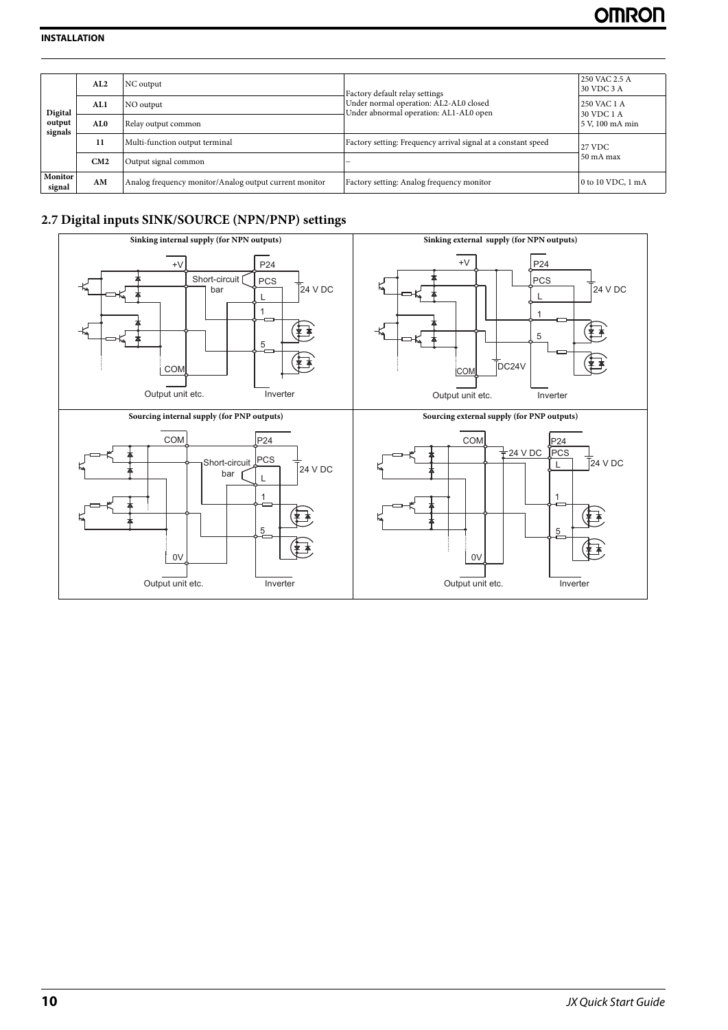| | | | | |
|---|---|---|---|---|
| Digital output signals | AL2 | NC output | Factory default relay settings<br>Under normal operation: AL2-AL0 closed<br>Under abnormal operation: AL1-AL0 open | 250 VAC 2.5 A<br>30 VDC 3 A |
| | AL1 | NO output | | 250 VAC 1 A<br>30 VDC 1 A<br>5 V, 100 mA min |
| | AL0 | Relay output common | | |
| | 11 | Multi-function output terminal | Factory setting: Frequency arrival signal at a constant speed | 27 VDC<br>50 mA max |
| | CM2 | Output signal common | – | |
| Monitor signal | AM | Analog frequency monitor/Analog output current monitor | Factory setting: Analog frequency monitor | 0 to 10 VDC, 1 mA |

## 2.7 Digital inputs SINK/SOURCE (NPN/PNP) settings

| Sinking internal supply (for NPN outputs) | Sinking external supply (for NPN outputs) |
|---|---|
| +V, P24, Short-circuit bar, PCS, L, 1, 5, 24 V DC, COM<br>Output unit etc. / Inverter | +V, P24, PCS, L, 1, 5, 24 V DC, DC24V, COM<br>Output unit etc. / Inverter |

| Sourcing internal supply (for PNP outputs) | Sourcing external supply (for PNP outputs) |
|---|---|
| COM, P24, Short-circuit bar, PCS, L, 1, 5, 24 V DC, 0V<br>Output unit etc. / Inverter | COM, 24 V DC, P24, PCS, L, 1, 5, 24 V DC, 0V<br>Output unit etc. / Inverter |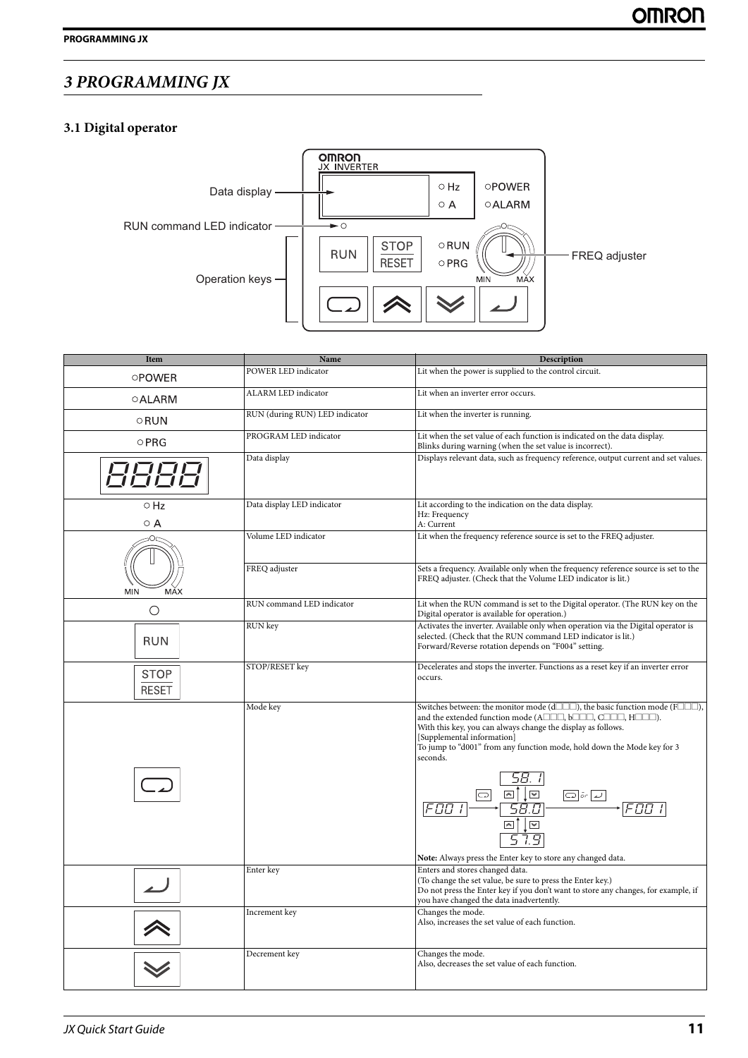# 3 PROGRAMMING JX

## 3.1 Digital operator

Data display
RUN command LED indicator
Operation keys
FREQ adjuster

| Item | Name | Description |
|---|---|---|
| ○POWER | POWER LED indicator | Lit when the power is supplied to the control circuit. |
| ○ALARM | ALARM LED indicator | Lit when an inverter error occurs. |
| ○RUN | RUN (during RUN) LED indicator | Lit when the inverter is running. |
| ○PRG | PROGRAM LED indicator | Lit when the set value of each function is indicated on the data display. Blinks during warning (when the set value is incorrect). |
| 8888 | Data display | Displays relevant data, such as frequency reference, output current and set values. |
| ○Hz ○A | Data display LED indicator | Lit according to the indication on the data display. Hz: Frequency A: Current |
| FREQ adjuster (MIN–MAX) | Volume LED indicator | Lit when the frequency reference source is set to the FREQ adjuster. |
| | FREQ adjuster | Sets a frequency. Available only when the frequency reference source is set to the FREQ adjuster. (Check that the Volume LED indicator is lit.) |
| ○ | RUN command LED indicator | Lit when the RUN command is set to the Digital operator. (The RUN key on the Digital operator is available for operation.) |
| RUN | RUN key | Activates the inverter. Available only when operation via the Digital operator is selected. (Check that the RUN command LED indicator is lit.) Forward/Reverse rotation depends on "F004" setting. |
| STOP/RESET | STOP/RESET key | Decelerates and stops the inverter. Functions as a reset key if an inverter error occurs. |
| Mode key symbol | Mode key | Switches between: the monitor mode (d□□□), the basic function mode (F□□□), and the extended function mode (A□□□, b□□□, C□□□, H□□□). With this key, you can always change the display as follows. [Supplemental information] To jump to "d001" from any function mode, hold down the Mode key for 3 seconds. F001 → (Mode) → 58.0 (Increment: 58.1 / Decrement: 57.9) → (Mode or Enter) → F001. **Note:** Always press the Enter key to store any changed data. |
| Enter key symbol | Enter key | Enters and stores changed data. (To change the set value, be sure to press the Enter key.) Do not press the Enter key if you don't want to store any changes, for example, if you have changed the data inadvertently. |
| Increment key symbol | Increment key | Changes the mode. Also, increases the set value of each function. |
| Decrement key symbol | Decrement key | Changes the mode. Also, decreases the set value of each function. |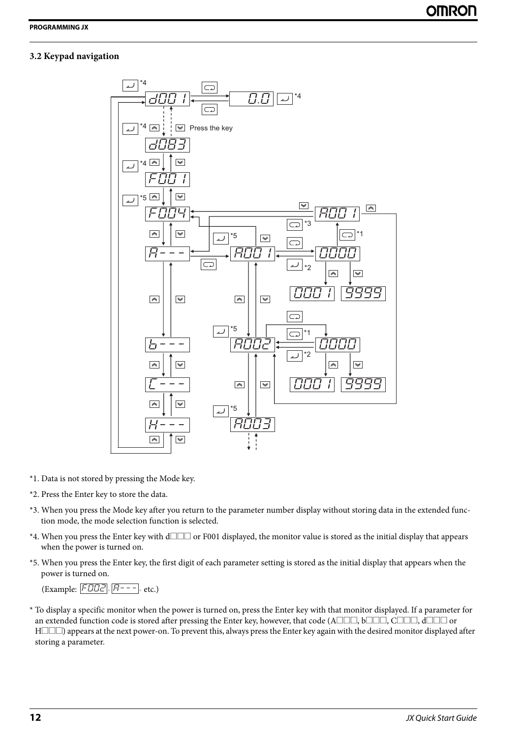## 3.2 Keypad navigation

*1. Data is not stored by pressing the Mode key.

*2. Press the Enter key to store the data.

*3. When you press the Mode key after you return to the parameter number display without storing data in the extended function mode, the mode selection function is selected.

*4. When you press the Enter key with d□□□ or F001 displayed, the monitor value is stored as the initial display that appears when the power is turned on.

*5. When you press the Enter key, the first digit of each parameter setting is stored as the initial display that appears when the power is turned on.

(Example: F002, A---, etc.)

* To display a specific monitor when the power is turned on, press the Enter key with that monitor displayed. If a parameter for an extended function code is stored after pressing the Enter key, however, that code (A□□□, b□□□, C□□□, d□□□ or H□□□) appears at the next power-on. To prevent this, always press the Enter key again with the desired monitor displayed after storing a parameter.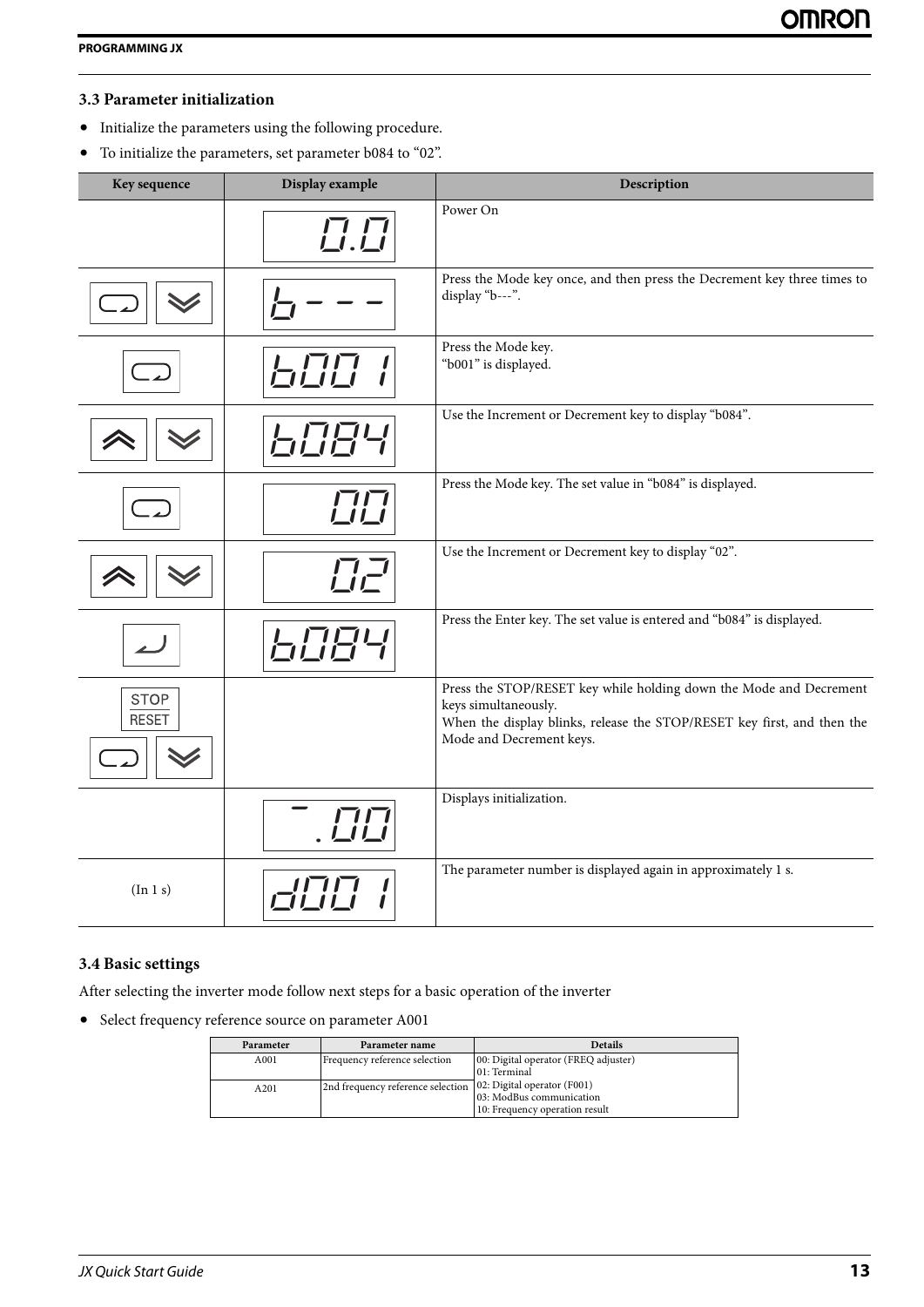### 3.3 Parameter initialization

- Initialize the parameters using the following procedure.
- To initialize the parameters, set parameter b084 to “02”.

| Key sequence | Display example | Description |
|---|---|---|
| | 0.0 | Power On |
| Mode, Decrement | b--- | Press the Mode key once, and then press the Decrement key three times to display “b---”. |
| Mode | b001 | Press the Mode key. “b001” is displayed. |
| Increment, Decrement | b084 | Use the Increment or Decrement key to display “b084”. |
| Mode | 00 | Press the Mode key. The set value in “b084” is displayed. |
| Increment, Decrement | 02 | Use the Increment or Decrement key to display “02”. |
| Enter | b084 | Press the Enter key. The set value is entered and “b084” is displayed. |
| STOP/RESET, Mode, Decrement | | Press the STOP/RESET key while holding down the Mode and Decrement keys simultaneously. When the display blinks, release the STOP/RESET key first, and then the Mode and Decrement keys. |
| | -.00 | Displays initialization. |
| (In 1 s) | d001 | The parameter number is displayed again in approximately 1 s. |

### 3.4 Basic settings

After selecting the inverter mode follow next steps for a basic operation of the inverter

- Select frequency reference source on parameter A001

| Parameter | Parameter name | Details |
|---|---|---|
| A001 | Frequency reference selection | 00: Digital operator (FREQ adjuster)<br>01: Terminal<br>02: Digital operator (F001)<br>03: ModBus communication<br>10: Frequency operation result |
| A201 | 2nd frequency reference selection | |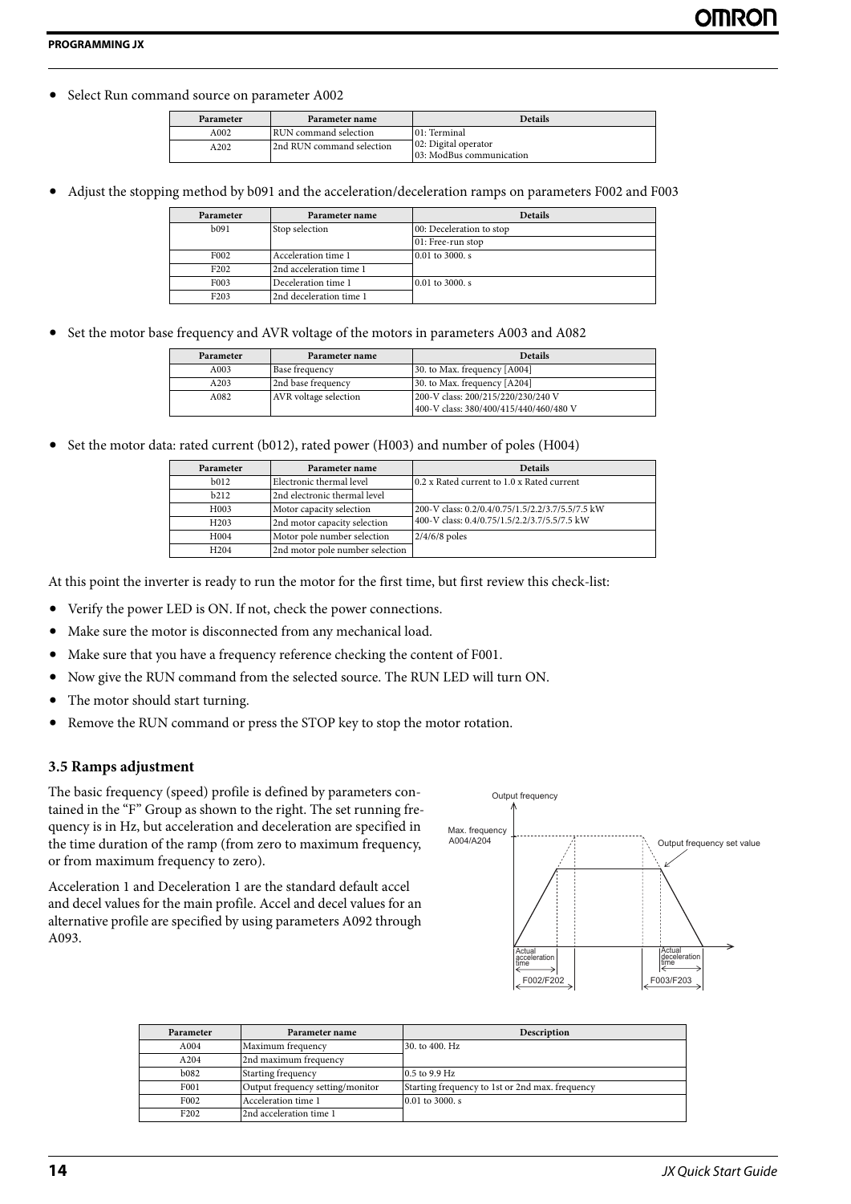- Select Run command source on parameter A002

| Parameter | Parameter name | Details |
|---|---|---|
| A002 | RUN command selection | 01: Terminal<br>02: Digital operator<br>03: ModBus communication |
| A202 | 2nd RUN command selection | |

- Adjust the stopping method by b091 and the acceleration/deceleration ramps on parameters F002 and F003

| Parameter | Parameter name | Details |
|---|---|---|
| b091 | Stop selection | 00: Deceleration to stop |
| | | 01: Free-run stop |
| F002 | Acceleration time 1 | 0.01 to 3000. s |
| F202 | 2nd acceleration time 1 | |
| F003 | Deceleration time 1 | 0.01 to 3000. s |
| F203 | 2nd deceleration time 1 | |

- Set the motor base frequency and AVR voltage of the motors in parameters A003 and A082

| Parameter | Parameter name | Details |
|---|---|---|
| A003 | Base frequency | 30. to Max. frequency [A004] |
| A203 | 2nd base frequency | 30. to Max. frequency [A204] |
| A082 | AVR voltage selection | 200-V class: 200/215/220/230/240 V<br>400-V class: 380/400/415/440/460/480 V |

- Set the motor data: rated current (b012), rated power (H003) and number of poles (H004)

| Parameter | Parameter name | Details |
|---|---|---|
| b012 | Electronic thermal level | 0.2 x Rated current to 1.0 x Rated current |
| b212 | 2nd electronic thermal level | |
| H003 | Motor capacity selection | 200-V class: 0.2/0.4/0.75/1.5/2.2/3.7/5.5/7.5 kW<br>400-V class: 0.4/0.75/1.5/2.2/3.7/5.5/7.5 kW |
| H203 | 2nd motor capacity selection | |
| H004 | Motor pole number selection | 2/4/6/8 poles |
| H204 | 2nd motor pole number selection | |

At this point the inverter is ready to run the motor for the first time, but first review this check-list:

- Verify the power LED is ON. If not, check the power connections.
- Make sure the motor is disconnected from any mechanical load.
- Make sure that you have a frequency reference checking the content of F001.
- Now give the RUN command from the selected source. The RUN LED will turn ON.
- The motor should start turning.
- Remove the RUN command or press the STOP key to stop the motor rotation.

### 3.5 Ramps adjustment

The basic frequency (speed) profile is defined by parameters contained in the "F" Group as shown to the right. The set running frequency is in Hz, but acceleration and deceleration are specified in the time duration of the ramp (from zero to maximum frequency, or from maximum frequency to zero).

Acceleration 1 and Deceleration 1 are the standard default accel and decel values for the main profile. Accel and decel values for an alternative profile are specified by using parameters A092 through A093.

| Parameter | Parameter name | Description |
|---|---|---|
| A004 | Maximum frequency | 30. to 400. Hz |
| A204 | 2nd maximum frequency | |
| b082 | Starting frequency | 0.5 to 9.9 Hz |
| F001 | Output frequency setting/monitor | Starting frequency to 1st or 2nd max. frequency |
| F002 | Acceleration time 1 | 0.01 to 3000. s |
| F202 | 2nd acceleration time 1 | |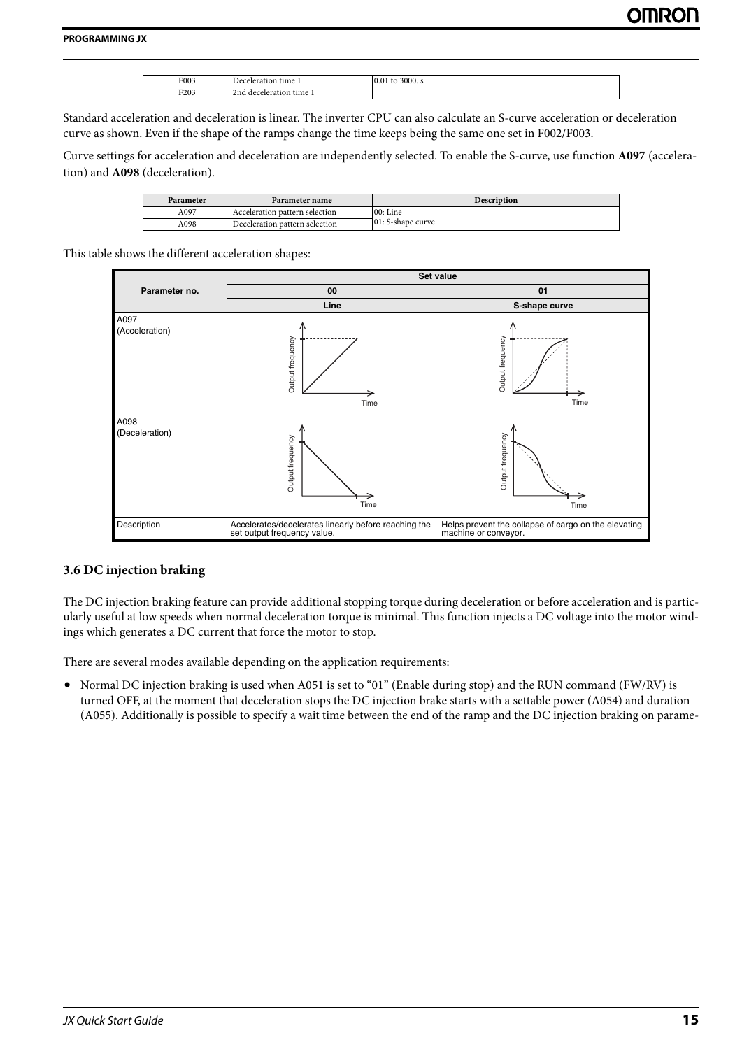| F003 | Deceleration time 1 | 0.01 to 3000. s |
|---|---|---|
| F203 | 2nd deceleration time 1 | |

Standard acceleration and deceleration is linear. The inverter CPU can also calculate an S-curve acceleration or deceleration curve as shown. Even if the shape of the ramps change the time keeps being the same one set in F002/F003.

Curve settings for acceleration and deceleration are independently selected. To enable the S-curve, use function **A097** (acceleration) and **A098** (deceleration).

| Parameter | Parameter name | Description |
|---|---|---|
| A097 | Acceleration pattern selection | 00: Line<br>01: S-shape curve |
| A098 | Deceleration pattern selection | |

This table shows the different acceleration shapes:

| Parameter no. | Set value | |
|---|---|---|
| | 00 | 01 |
| | Line | S-shape curve |
| A097 (Acceleration) | Output frequency / Time | Output frequency / Time |
| A098 (Deceleration) | Output frequency / Time | Output frequency / Time |
| Description | Accelerates/decelerates linearly before reaching the set output frequency value. | Helps prevent the collapse of cargo on the elevating machine or conveyor. |

### 3.6 DC injection braking

The DC injection braking feature can provide additional stopping torque during deceleration or before acceleration and is particularly useful at low speeds when normal deceleration torque is minimal. This function injects a DC voltage into the motor windings which generates a DC current that force the motor to stop.

There are several modes available depending on the application requirements:

- Normal DC injection braking is used when A051 is set to "01" (Enable during stop) and the RUN command (FW/RV) is turned OFF, at the moment that deceleration stops the DC injection brake starts with a settable power (A054) and duration (A055). Additionally is possible to specify a wait time between the end of the ramp and the DC injection braking on parame-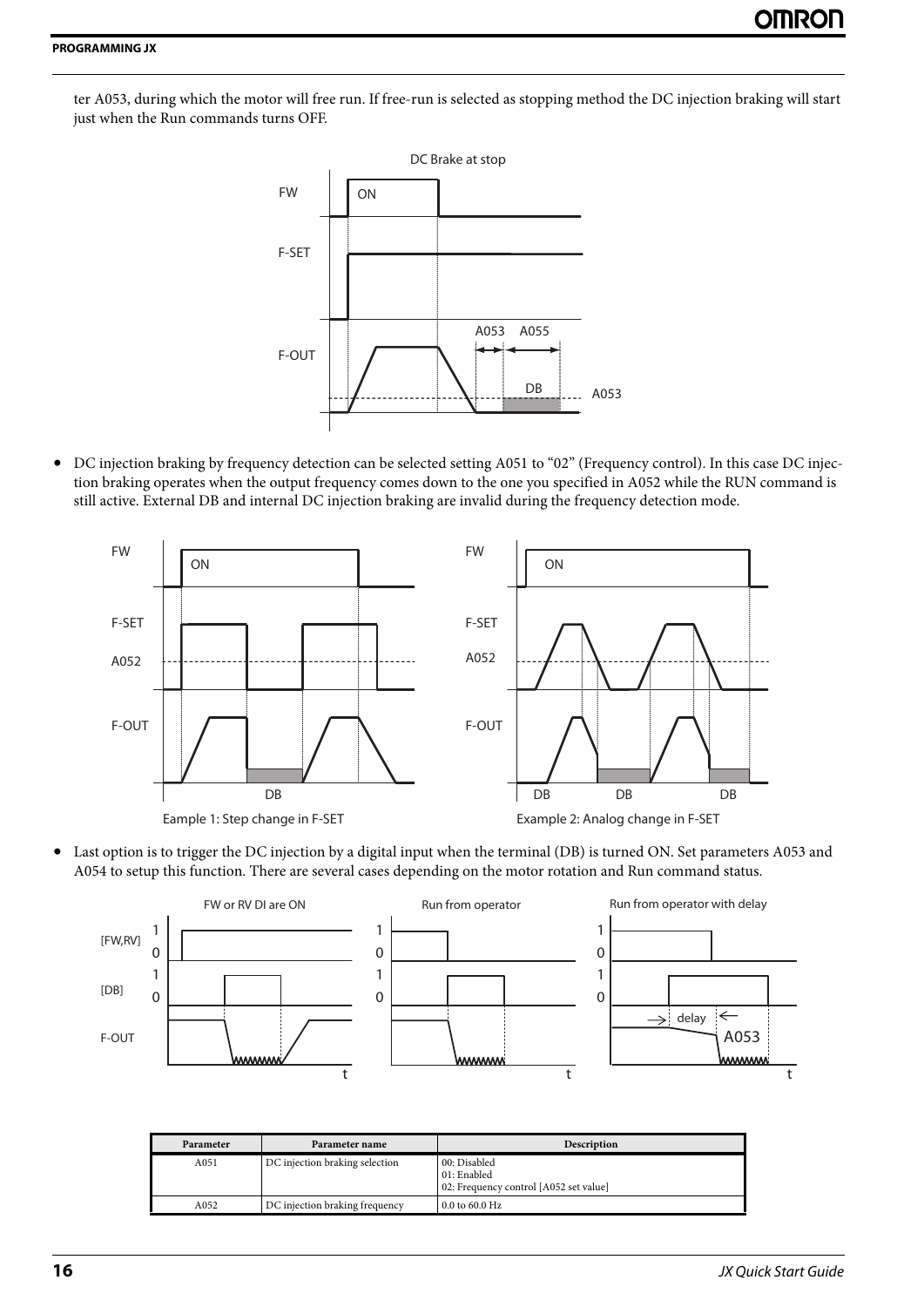ter A053, during which the motor will free run. If free-run is selected as stopping method the DC injection braking will start just when the Run commands turns OFF.

DC Brake at stop

- DC injection braking by frequency detection can be selected setting A051 to “02” (Frequency control). In this case DC injection braking operates when the output frequency comes down to the one you specified in A052 while the RUN command is still active. External DB and internal DC injection braking are invalid during the frequency detection mode.

Eample 1: Step change in F-SET

Example 2: Analog change in F-SET

- Last option is to trigger the DC injection by a digital input when the terminal (DB) is turned ON. Set parameters A053 and A054 to setup this function. There are several cases depending on the motor rotation and Run command status.

FW or RV DI are ON

Run from operator

Run from operator with delay

| Parameter | Parameter name | Description |
|---|---|---|
| A051 | DC injection braking selection | 00: Disabled<br>01: Enabled<br>02: Frequency control [A052 set value] |
| A052 | DC injection braking frequency | 0.0 to 60.0 Hz |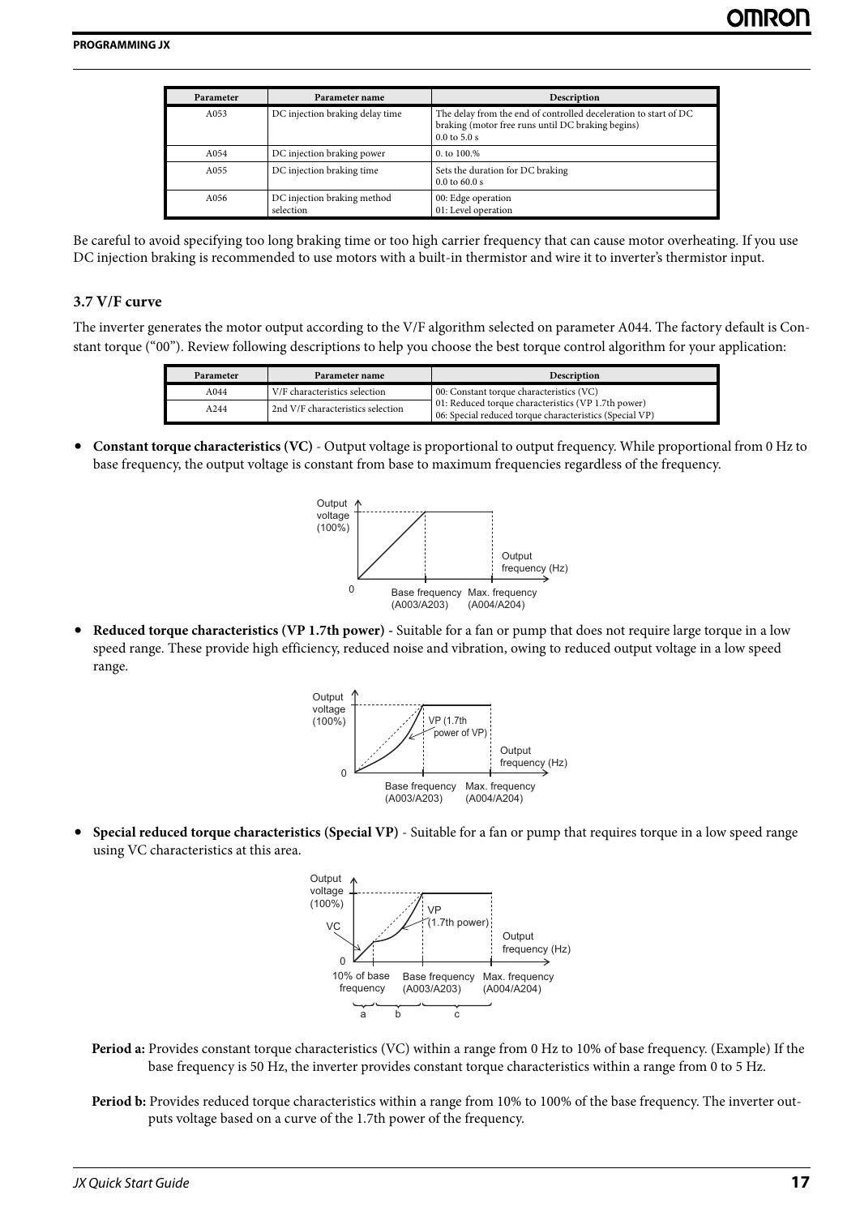| Parameter | Parameter name | Description |
|---|---|---|
| A053 | DC injection braking delay time | The delay from the end of controlled deceleration to start of DC braking (motor free runs until DC braking begins)<br>0.0 to 5.0 s |
| A054 | DC injection braking power | 0. to 100.% |
| A055 | DC injection braking time | Sets the duration for DC braking<br>0.0 to 60.0 s |
| A056 | DC injection braking method selection | 00: Edge operation<br>01: Level operation |

Be careful to avoid specifying too long braking time or too high carrier frequency that can cause motor overheating. If you use DC injection braking is recommended to use motors with a built-in thermistor and wire it to inverter's thermistor input.

### 3.7 V/F curve

The inverter generates the motor output according to the V/F algorithm selected on parameter A044. The factory default is Constant torque ("00"). Review following descriptions to help you choose the best torque control algorithm for your application:

| Parameter | Parameter name | Description |
|---|---|---|
| A044 | V/F characteristics selection | 00: Constant torque characteristics (VC)<br>01: Reduced torque characteristics (VP 1.7th power)<br>06: Special reduced torque characteristics (Special VP) |
| A244 | 2nd V/F characteristics selection | |

- **Constant torque characteristics (VC)** - Output voltage is proportional to output frequency. While proportional from 0 Hz to base frequency, the output voltage is constant from base to maximum frequencies regardless of the frequency.

- **Reduced torque characteristics (VP 1.7th power)** - Suitable for a fan or pump that does not require large torque in a low speed range. These provide high efficiency, reduced noise and vibration, owing to reduced output voltage in a low speed range.

- **Special reduced torque characteristics (Special VP)** - Suitable for a fan or pump that requires torque in a low speed range using VC characteristics at this area.

**Period a:** Provides constant torque characteristics (VC) within a range from 0 Hz to 10% of base frequency. (Example) If the base frequency is 50 Hz, the inverter provides constant torque characteristics within a range from 0 to 5 Hz.

**Period b:** Provides reduced torque characteristics within a range from 10% to 100% of the base frequency. The inverter outputs voltage based on a curve of the 1.7th power of the frequency.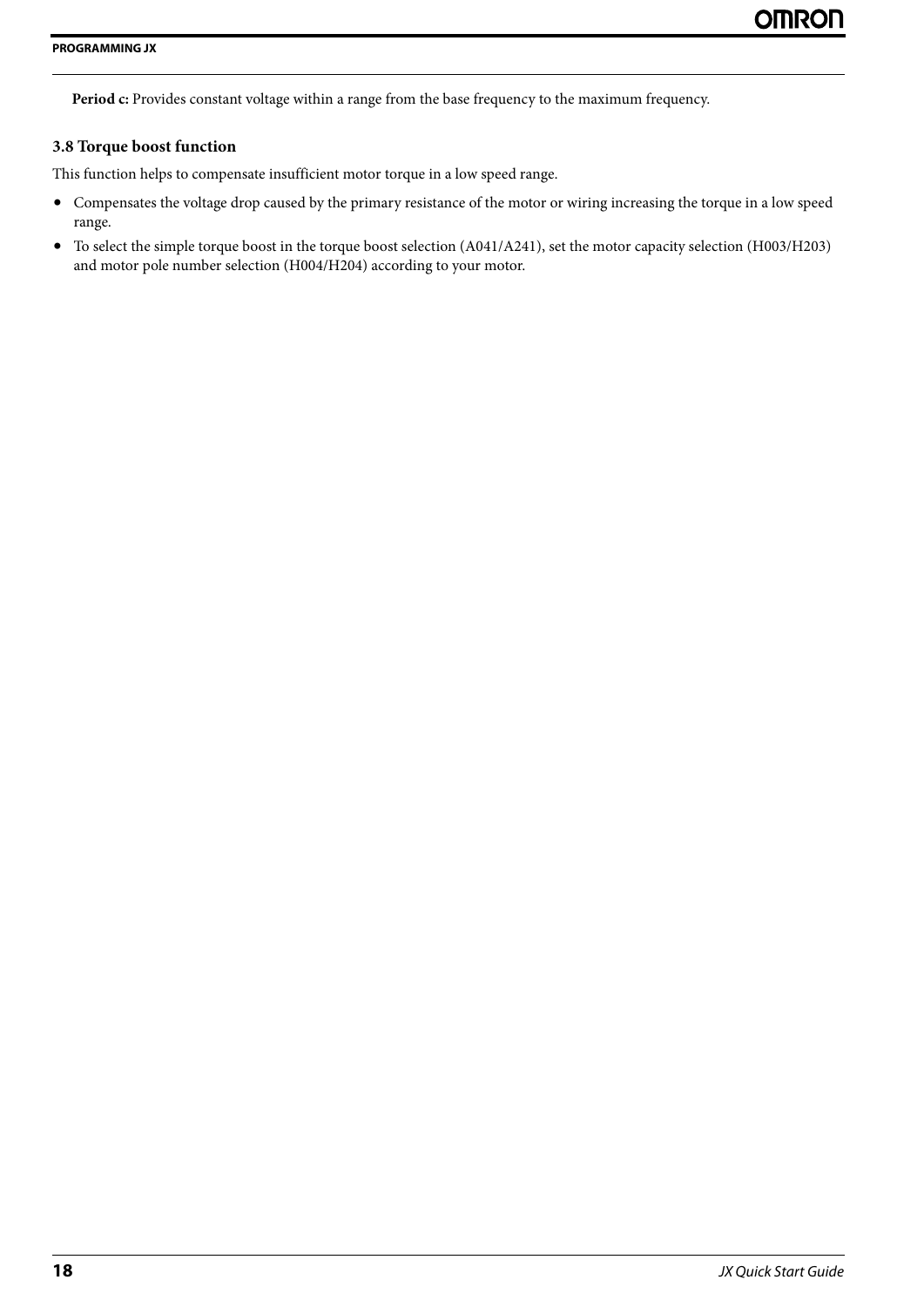**Period c:** Provides constant voltage within a range from the base frequency to the maximum frequency.

### 3.8 Torque boost function

This function helps to compensate insufficient motor torque in a low speed range.

- Compensates the voltage drop caused by the primary resistance of the motor or wiring increasing the torque in a low speed range.
- To select the simple torque boost in the torque boost selection (A041/A241), set the motor capacity selection (H003/H203) and motor pole number selection (H004/H204) according to your motor.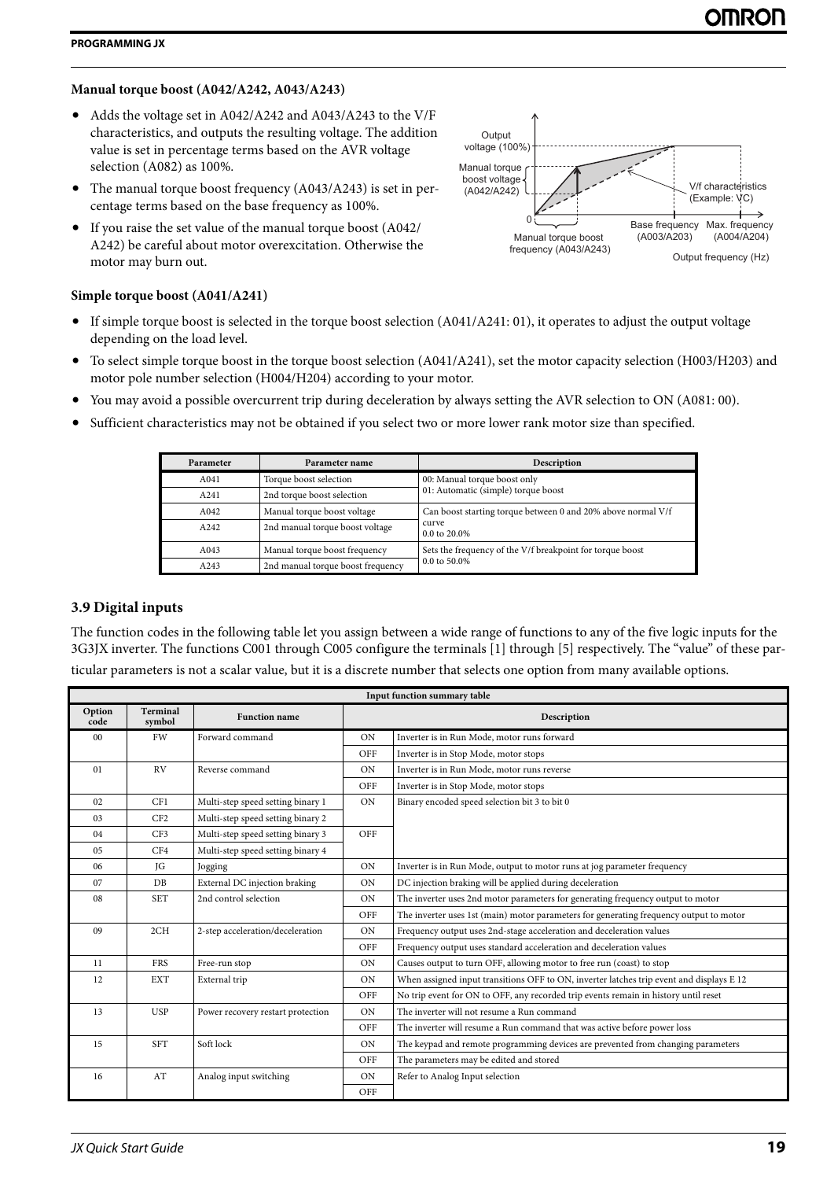### Manual torque boost (A042/A242, A043/A243)

- Adds the voltage set in A042/A242 and A043/A243 to the V/F characteristics, and outputs the resulting voltage. The addition value is set in percentage terms based on the AVR voltage selection (A082) as 100%.
- The manual torque boost frequency (A043/A243) is set in percentage terms based on the base frequency as 100%.
- If you raise the set value of the manual torque boost (A042/A242) be careful about motor overexcitation. Otherwise the motor may burn out.

### Simple torque boost (A041/A241)

- If simple torque boost is selected in the torque boost selection (A041/A241: 01), it operates to adjust the output voltage depending on the load level.
- To select simple torque boost in the torque boost selection (A041/A241), set the motor capacity selection (H003/H203) and motor pole number selection (H004/H204) according to your motor.
- You may avoid a possible overcurrent trip during deceleration by always setting the AVR selection to ON (A081: 00).
- Sufficient characteristics may not be obtained if you select two or more lower rank motor size than specified.

| Parameter | Parameter name | Description |
|---|---|---|
| A041 | Torque boost selection | 00: Manual torque boost only<br>01: Automatic (simple) torque boost |
| A241 | 2nd torque boost selection | |
| A042 | Manual torque boost voltage | Can boost starting torque between 0 and 20% above normal V/f curve<br>0.0 to 20.0% |
| A242 | 2nd manual torque boost voltage | |
| A043 | Manual torque boost frequency | Sets the frequency of the V/f breakpoint for torque boost<br>0.0 to 50.0% |
| A243 | 2nd manual torque boost frequency | |

## 3.9 Digital inputs

The function codes in the following table let you assign between a wide range of functions to any of the five logic inputs for the 3G3JX inverter. The functions C001 through C005 configure the terminals [1] through [5] respectively. The "value" of these particular parameters is not a scalar value, but it is a discrete number that selects one option from many available options.

| Input function summary table | | | | |
|---|---|---|---|---|
| **Option code** | **Terminal symbol** | **Function name** | **Description** | |
| 00 | FW | Forward command | ON | Inverter is in Run Mode, motor runs forward |
| | | | OFF | Inverter is in Stop Mode, motor stops |
| 01 | RV | Reverse command | ON | Inverter is in Run Mode, motor runs reverse |
| | | | OFF | Inverter is in Stop Mode, motor stops |
| 02 | CF1 | Multi-step speed setting binary 1 | ON | Binary encoded speed selection bit 3 to bit 0 |
| 03 | CF2 | Multi-step speed setting binary 2 | | |
| 04 | CF3 | Multi-step speed setting binary 3 | OFF | |
| 05 | CF4 | Multi-step speed setting binary 4 | | |
| 06 | JG | Jogging | ON | Inverter is in Run Mode, output to motor runs at jog parameter frequency |
| 07 | DB | External DC injection braking | ON | DC injection braking will be applied during deceleration |
| 08 | SET | 2nd control selection | ON | The inverter uses 2nd motor parameters for generating frequency output to motor |
| | | | OFF | The inverter uses 1st (main) motor parameters for generating frequency output to motor |
| 09 | 2CH | 2-step acceleration/deceleration | ON | Frequency output uses 2nd-stage acceleration and deceleration values |
| | | | OFF | Frequency output uses standard acceleration and deceleration values |
| 11 | FRS | Free-run stop | ON | Causes output to turn OFF, allowing motor to free run (coast) to stop |
| 12 | EXT | External trip | ON | When assigned input transitions OFF to ON, inverter latches trip event and displays E 12 |
| | | | OFF | No trip event for ON to OFF, any recorded trip events remain in history until reset |
| 13 | USP | Power recovery restart protection | ON | The inverter will not resume a Run command |
| | | | OFF | The inverter will resume a Run command that was active before power loss |
| 15 | SFT | Soft lock | ON | The keypad and remote programming devices are prevented from changing parameters |
| | | | OFF | The parameters may be edited and stored |
| 16 | AT | Analog input switching | ON | Refer to Analog Input selection |
| | | | OFF | |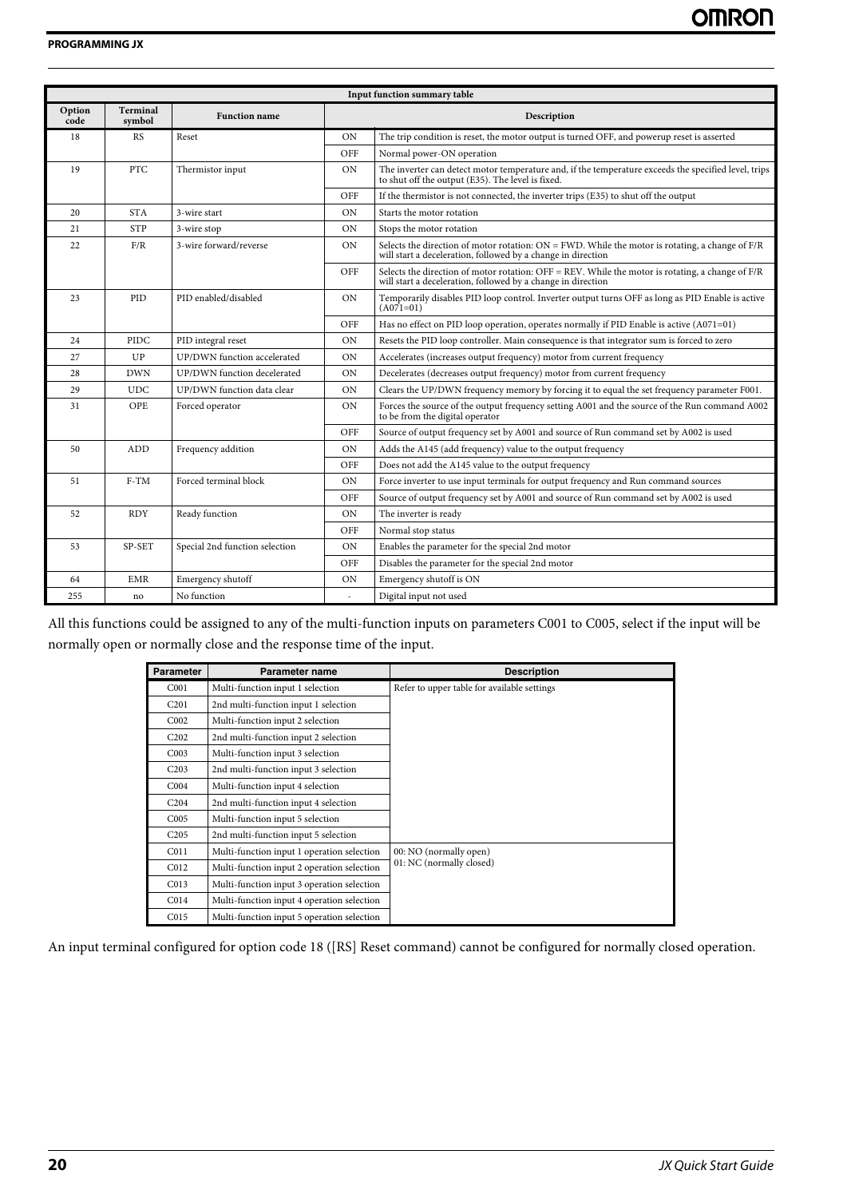| Input function summary table | | | | |
|---|---|---|---|---|
| Option code | Terminal symbol | Function name | Description | |
| 18 | RS | Reset | ON | The trip condition is reset, the motor output is turned OFF, and powerup reset is asserted |
| | | | OFF | Normal power-ON operation |
| 19 | PTC | Thermistor input | ON | The inverter can detect motor temperature and, if the temperature exceeds the specified level, trips to shut off the output (E35). The level is fixed. |
| | | | OFF | If the thermistor is not connected, the inverter trips (E35) to shut off the output |
| 20 | STA | 3-wire start | ON | Starts the motor rotation |
| 21 | STP | 3-wire stop | ON | Stops the motor rotation |
| 22 | F/R | 3-wire forward/reverse | ON | Selects the direction of motor rotation: ON = FWD. While the motor is rotating, a change of F/R will start a deceleration, followed by a change in direction |
| | | | OFF | Selects the direction of motor rotation: OFF = REV. While the motor is rotating, a change of F/R will start a deceleration, followed by a change in direction |
| 23 | PID | PID enabled/disabled | ON | Temporarily disables PID loop control. Inverter output turns OFF as long as PID Enable is active (A071=01) |
| | | | OFF | Has no effect on PID loop operation, operates normally if PID Enable is active (A071=01) |
| 24 | PIDC | PID integral reset | ON | Resets the PID loop controller. Main consequence is that integrator sum is forced to zero |
| 27 | UP | UP/DWN function accelerated | ON | Accelerates (increases output frequency) motor from current frequency |
| 28 | DWN | UP/DWN function decelerated | ON | Decelerates (decreases output frequency) motor from current frequency |
| 29 | UDC | UP/DWN function data clear | ON | Clears the UP/DWN frequency memory by forcing it to equal the set frequency parameter F001. |
| 31 | OPE | Forced operator | ON | Forces the source of the output frequency setting A001 and the source of the Run command A002 to be from the digital operator |
| | | | OFF | Source of output frequency set by A001 and source of Run command set by A002 is used |
| 50 | ADD | Frequency addition | ON | Adds the A145 (add frequency) value to the output frequency |
| | | | OFF | Does not add the A145 value to the output frequency |
| 51 | F-TM | Forced terminal block | ON | Force inverter to use input terminals for output frequency and Run command sources |
| | | | OFF | Source of output frequency set by A001 and source of Run command set by A002 is used |
| 52 | RDY | Ready function | ON | The inverter is ready |
| | | | OFF | Normal stop status |
| 53 | SP-SET | Special 2nd function selection | ON | Enables the parameter for the special 2nd motor |
| | | | OFF | Disables the parameter for the special 2nd motor |
| 64 | EMR | Emergency shutoff | ON | Emergency shutoff is ON |
| 255 | no | No function | - | Digital input not used |

All this functions could be assigned to any of the multi-function inputs on parameters C001 to C005, select if the input will be normally open or normally close and the response time of the input.

| Parameter | Parameter name | Description |
|---|---|---|
| C001 | Multi-function input 1 selection | Refer to upper table for available settings |
| C201 | 2nd multi-function input 1 selection | |
| C002 | Multi-function input 2 selection | |
| C202 | 2nd multi-function input 2 selection | |
| C003 | Multi-function input 3 selection | |
| C203 | 2nd multi-function input 3 selection | |
| C004 | Multi-function input 4 selection | |
| C204 | 2nd multi-function input 4 selection | |
| C005 | Multi-function input 5 selection | |
| C205 | 2nd multi-function input 5 selection | |
| C011 | Multi-function input 1 operation selection | 00: NO (normally open)<br>01: NC (normally closed) |
| C012 | Multi-function input 2 operation selection | |
| C013 | Multi-function input 3 operation selection | |
| C014 | Multi-function input 4 operation selection | |
| C015 | Multi-function input 5 operation selection | |

An input terminal configured for option code 18 ([RS] Reset command) cannot be configured for normally closed operation.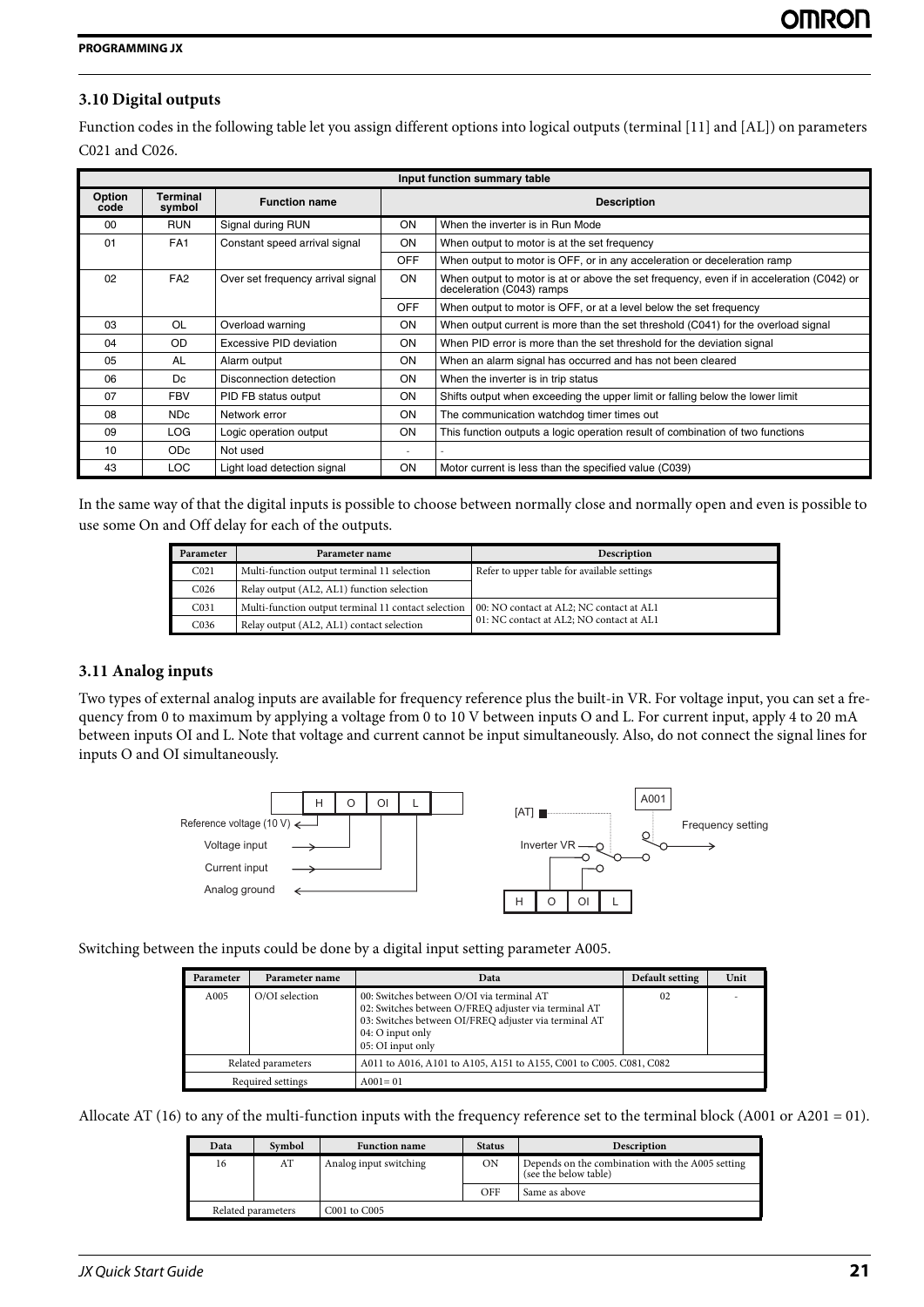## 3.10 Digital outputs

Function codes in the following table let you assign different options into logical outputs (terminal [11] and [AL]) on parameters C021 and C026.

| Input function summary table | | | | |
|---|---|---|---|---|
| Option code | Terminal symbol | Function name | Description | |
| 00 | RUN | Signal during RUN | ON | When the inverter is in Run Mode |
| 01 | FA1 | Constant speed arrival signal | ON | When output to motor is at the set frequency |
| | | | OFF | When output to motor is OFF, or in any acceleration or deceleration ramp |
| 02 | FA2 | Over set frequency arrival signal | ON | When output to motor is at or above the set frequency, even if in acceleration (C042) or deceleration (C043) ramps |
| | | | OFF | When output to motor is OFF, or at a level below the set frequency |
| 03 | OL | Overload warning | ON | When output current is more than the set threshold (C041) for the overload signal |
| 04 | OD | Excessive PID deviation | ON | When PID error is more than the set threshold for the deviation signal |
| 05 | AL | Alarm output | ON | When an alarm signal has occurred and has not been cleared |
| 06 | Dc | Disconnection detection | ON | When the inverter is in trip status |
| 07 | FBV | PID FB status output | ON | Shifts output when exceeding the upper limit or falling below the lower limit |
| 08 | NDc | Network error | ON | The communication watchdog timer times out |
| 09 | LOG | Logic operation output | ON | This function outputs a logic operation result of combination of two functions |
| 10 | ODc | Not used | - | - |
| 43 | LOC | Light load detection signal | ON | Motor current is less than the specified value (C039) |

In the same way of that the digital inputs is possible to choose between normally close and normally open and even is possible to use some On and Off delay for each of the outputs.

| Parameter | Parameter name | Description |
|---|---|---|
| C021 | Multi-function output terminal 11 selection | Refer to upper table for available settings |
| C026 | Relay output (AL2, AL1) function selection | |
| C031 | Multi-function output terminal 11 contact selection | 00: NO contact at AL2; NC contact at AL1<br>01: NC contact at AL2; NO contact at AL1 |
| C036 | Relay output (AL2, AL1) contact selection | |

## 3.11 Analog inputs

Two types of external analog inputs are available for frequency reference plus the built-in VR. For voltage input, you can set a frequency from 0 to maximum by applying a voltage from 0 to 10 V between inputs O and L. For current input, apply 4 to 20 mA between inputs OI and L. Note that voltage and current cannot be input simultaneously. Also, do not connect the signal lines for inputs O and OI simultaneously.

H | O | OI | L

Reference voltage (10 V)
Voltage input
Current input
Analog ground

[AT]
A001
Frequency setting
Inverter VR
H | O | OI | L

Switching between the inputs could be done by a digital input setting parameter A005.

| Parameter | Parameter name | Data | Default setting | Unit |
|---|---|---|---|---|
| A005 | O/OI selection | 00: Switches between O/OI via terminal AT<br>02: Switches between O/FREQ adjuster via terminal AT<br>03: Switches between OI/FREQ adjuster via terminal AT<br>04: O input only<br>05: OI input only | 02 | - |
| Related parameters | | A011 to A016, A101 to A105, A151 to A155, C001 to C005. C081, C082 | | |
| Required settings | | A001= 01 | | |

Allocate AT (16) to any of the multi-function inputs with the frequency reference set to the terminal block (A001 or A201 = 01).

| Data | Symbol | Function name | Status | Description |
|---|---|---|---|---|
| 16 | AT | Analog input switching | ON | Depends on the combination with the A005 setting (see the below table) |
| | | | OFF | Same as above |
| Related parameters | | C001 to C005 | | |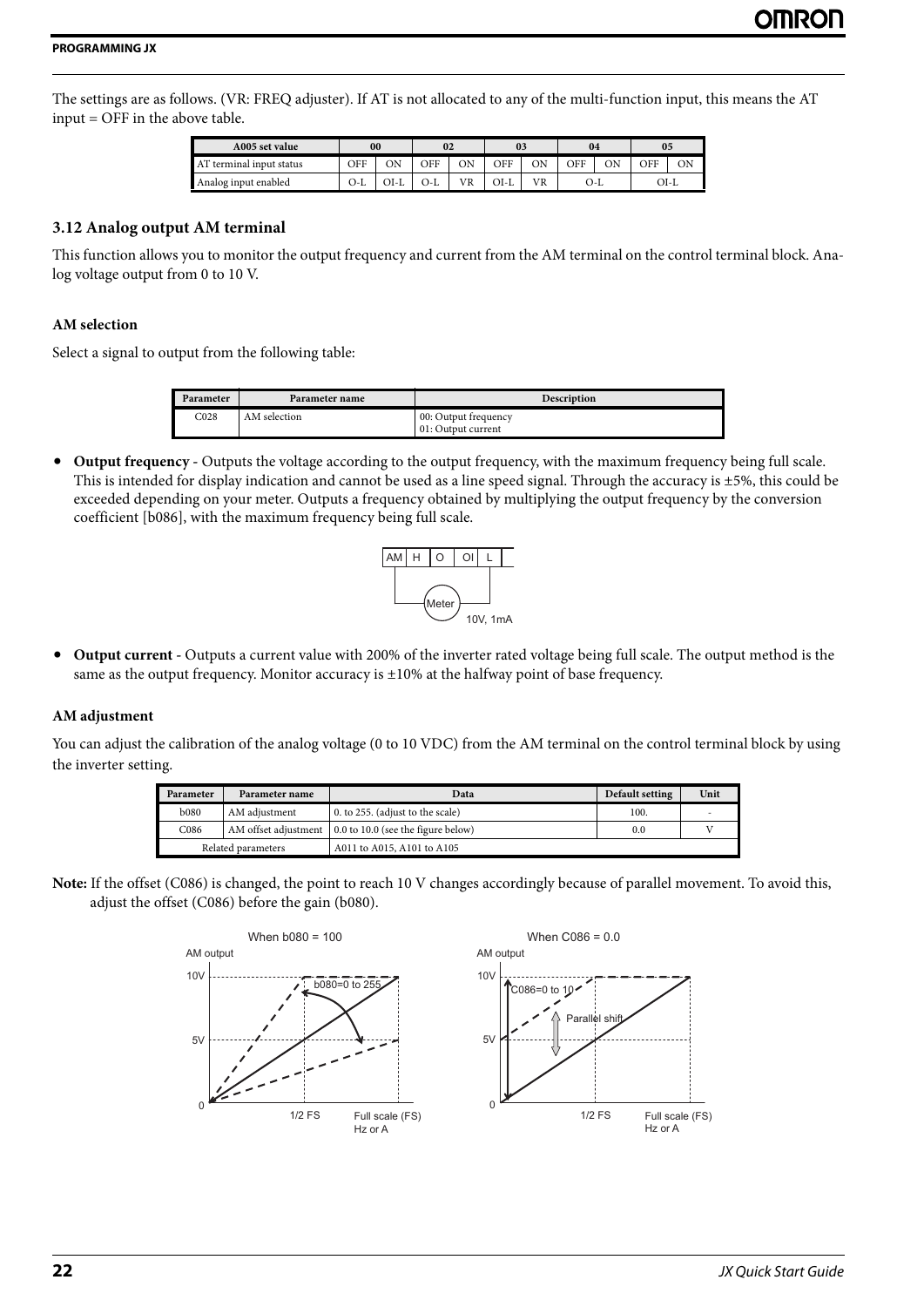The settings are as follows. (VR: FREQ adjuster). If AT is not allocated to any of the multi-function input, this means the AT input = OFF in the above table.

| A005 set value | 00 | | 02 | | 03 | | 04 | | 05 | |
|---|---|---|---|---|---|---|---|---|---|---|
| AT terminal input status | OFF | ON | OFF | ON | OFF | ON | OFF | ON | OFF | ON |
| Analog input enabled | O-L | OI-L | O-L | VR | OI-L | VR | O-L | | OI-L | |

### 3.12 Analog output AM terminal

This function allows you to monitor the output frequency and current from the AM terminal on the control terminal block. Analog voltage output from 0 to 10 V.

#### AM selection

Select a signal to output from the following table:

| Parameter | Parameter name | Description |
|---|---|---|
| C028 | AM selection | 00: Output frequency<br>01: Output current |

- **Output frequency** - Outputs the voltage according to the output frequency, with the maximum frequency being full scale. This is intended for display indication and cannot be used as a line speed signal. Through the accuracy is ±5%, this could be exceeded depending on your meter. Outputs a frequency obtained by multiplying the output frequency by the conversion coefficient [b086], with the maximum frequency being full scale.

AM H O OI L — Meter — 10V, 1mA

- **Output current** - Outputs a current value with 200% of the inverter rated voltage being full scale. The output method is the same as the output frequency. Monitor accuracy is ±10% at the halfway point of base frequency.

#### AM adjustment

You can adjust the calibration of the analog voltage (0 to 10 VDC) from the AM terminal on the control terminal block by using the inverter setting.

| Parameter | Parameter name | Data | Default setting | Unit |
|---|---|---|---|---|
| b080 | AM adjustment | 0. to 255. (adjust to the scale) | 100. | - |
| C086 | AM offset adjustment | 0.0 to 10.0 (see the figure below) | 0.0 | V |
| Related parameters | | A011 to A015, A101 to A105 | | |

**Note:** If the offset (C086) is changed, the point to reach 10 V changes accordingly because of parallel movement. To avoid this, adjust the offset (C086) before the gain (b080).

When b080 = 100: AM output (0, 5V, 10V) vs. Hz or A (1/2 FS, Full scale (FS)); b080=0 to 255

When C086 = 0.0: AM output (0, 5V, 10V) vs. Hz or A (1/2 FS, Full scale (FS)); C086=0 to 10; Parallel shift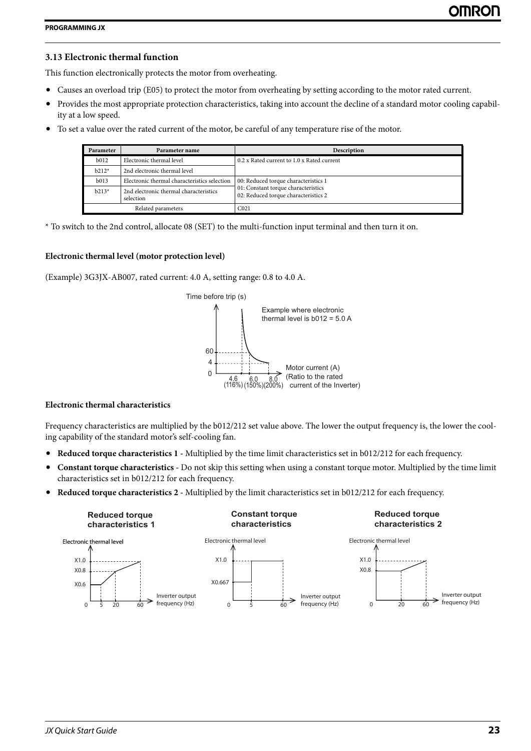### 3.13 Electronic thermal function

This function electronically protects the motor from overheating.

- Causes an overload trip (E05) to protect the motor from overheating by setting according to the motor rated current.
- Provides the most appropriate protection characteristics, taking into account the decline of a standard motor cooling capability at a low speed.
- To set a value over the rated current of the motor, be careful of any temperature rise of the motor.

| Parameter | Parameter name | Description |
|---|---|---|
| b012 | Electronic thermal level | 0.2 x Rated current to 1.0 x Rated current |
| b212* | 2nd electronic thermal level | |
| b013 | Electronic thermal characteristics selection | 00: Reduced torque characteristics 1<br>01: Constant torque characteristics<br>02: Reduced torque characteristics 2 |
| b213* | 2nd electronic thermal characteristics selection | |
| Related parameters | | C021 |

\* To switch to the 2nd control, allocate 08 (SET) to the multi-function input terminal and then turn it on.

#### Electronic thermal level (motor protection level)

(Example) 3G3JX-AB007, rated current: 4.0 A, setting range: 0.8 to 4.0 A.

Time before trip (s)

Example where electronic thermal level is b012 = 5.0 A

60, 4, 0

4.6 (116%), 6.0 (150%), 8.0 (200%)

Motor current (A) (Ratio to the rated current of the Inverter)

#### Electronic thermal characteristics

Frequency characteristics are multiplied by the b012/212 set value above. The lower the output frequency is, the lower the cooling capability of the standard motor's self-cooling fan.

- **Reduced torque characteristics 1** - Multiplied by the time limit characteristics set in b012/212 for each frequency.
- **Constant torque characteristics** - Do not skip this setting when using a constant torque motor. Multiplied by the time limit characteristics set in b012/212 for each frequency.
- **Reduced torque characteristics 2** - Multiplied by the limit characteristics set in b012/212 for each frequency.

**Reduced torque characteristics 1**

Electronic thermal level: X1.0, X0.8, X0.6

Inverter output frequency (Hz): 0, 5, 20, 60

**Constant torque characteristics**

Electronic thermal level: X1.0, X0.667

Inverter output frequency (Hz): 0, 5, 60

**Reduced torque characteristics 2**

Electronic thermal level: X1.0, X0.8

Inverter output frequency (Hz): 0, 20, 60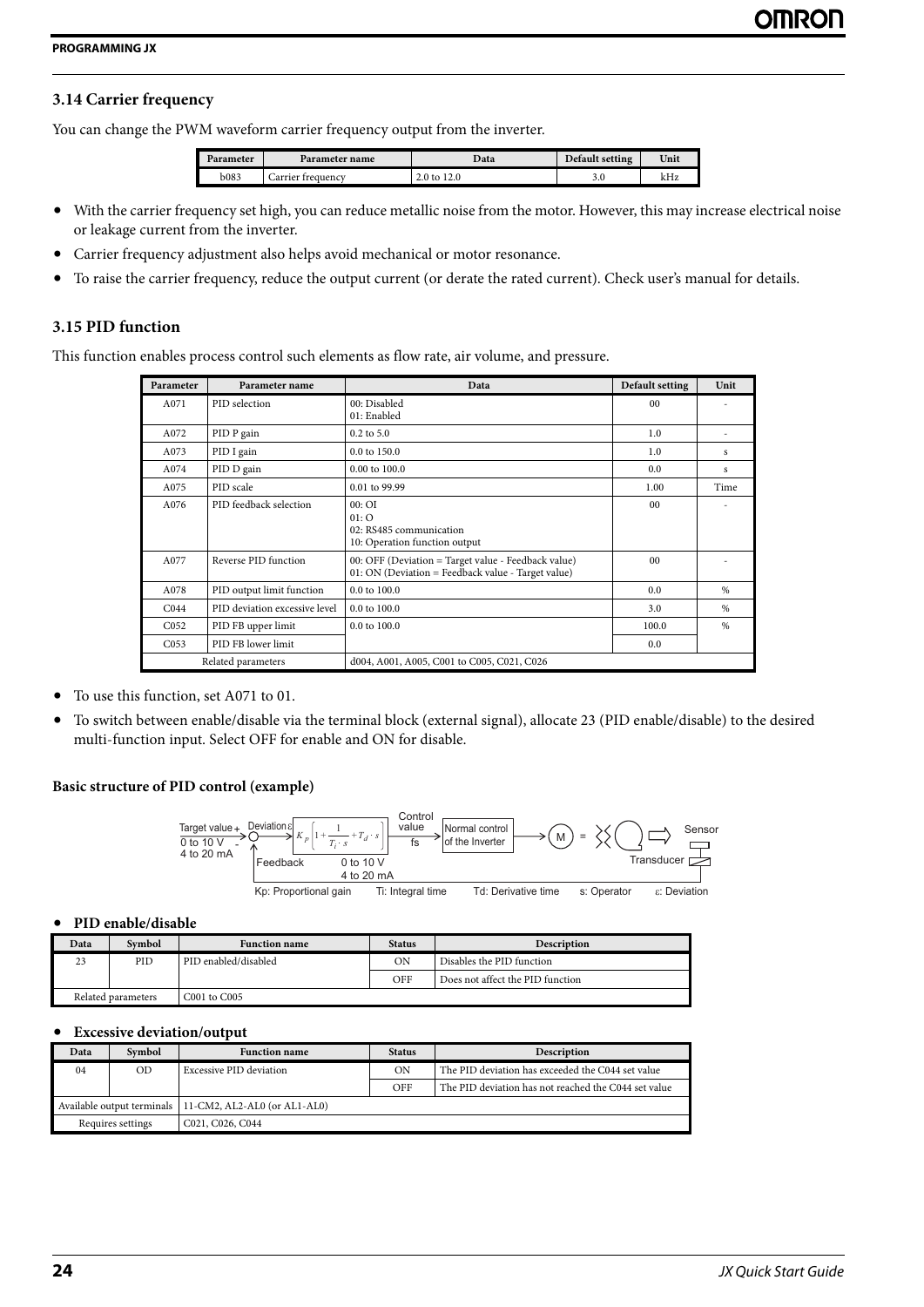## 3.14 Carrier frequency

You can change the PWM waveform carrier frequency output from the inverter.

| Parameter | Parameter name | Data | Default setting | Unit |
|---|---|---|---|---|
| b083 | Carrier frequency | 2.0 to 12.0 | 3.0 | kHz |

- With the carrier frequency set high, you can reduce metallic noise from the motor. However, this may increase electrical noise or leakage current from the inverter.
- Carrier frequency adjustment also helps avoid mechanical or motor resonance.
- To raise the carrier frequency, reduce the output current (or derate the rated current). Check user's manual for details.

## 3.15 PID function

This function enables process control such elements as flow rate, air volume, and pressure.

| Parameter | Parameter name | Data | Default setting | Unit |
|---|---|---|---|---|
| A071 | PID selection | 00: Disabled<br>01: Enabled | 00 | - |
| A072 | PID P gain | 0.2 to 5.0 | 1.0 | - |
| A073 | PID I gain | 0.0 to 150.0 | 1.0 | s |
| A074 | PID D gain | 0.00 to 100.0 | 0.0 | s |
| A075 | PID scale | 0.01 to 99.99 | 1.00 | Time |
| A076 | PID feedback selection | 00: OI<br>01: O<br>02: RS485 communication<br>10: Operation function output | 00 | - |
| A077 | Reverse PID function | 00: OFF (Deviation = Target value - Feedback value)<br>01: ON (Deviation = Feedback value - Target value) | 00 | - |
| A078 | PID output limit function | 0.0 to 100.0 | 0.0 | % |
| C044 | PID deviation excessive level | 0.0 to 100.0 | 3.0 | % |
| C052 | PID FB upper limit | 0.0 to 100.0 | 100.0 | % |
| C053 | PID FB lower limit | | 0.0 | |
| Related parameters | | d004, A001, A005, C001 to C005, C021, C026 | | |

- To use this function, set A071 to 01.
- To switch between enable/disable via the terminal block (external signal), allocate 23 (PID enable/disable) to the desired multi-function input. Select OFF for enable and ON for disable.

**Basic structure of PID control (example)**

Target value + (0 to 10 V, 4 to 20 mA) → Deviation ε → $K_p\left[1+\frac{1}{T_i \cdot s}+T_d \cdot s\right]$ → Control value fs → Normal control of the Inverter → M = (load) → Sensor / Transducer → Feedback (0 to 10 V, 4 to 20 mA) → -

Kp: Proportional gain Ti: Integral time Td: Derivative time s: Operator ε: Deviation

- **PID enable/disable**

| Data | Symbol | Function name | Status | Description |
|---|---|---|---|---|
| 23 | PID | PID enabled/disabled | ON | Disables the PID function |
| | | | OFF | Does not affect the PID function |
| Related parameters | | C001 to C005 | | |

- **Excessive deviation/output**

| Data | Symbol | Function name | Status | Description |
|---|---|---|---|---|
| 04 | OD | Excessive PID deviation | ON | The PID deviation has exceeded the C044 set value |
| | | | OFF | The PID deviation has not reached the C044 set value |
| Available output terminals | | 11-CM2, AL2-AL0 (or AL1-AL0) | | |
| Requires settings | | C021, C026, C044 | | |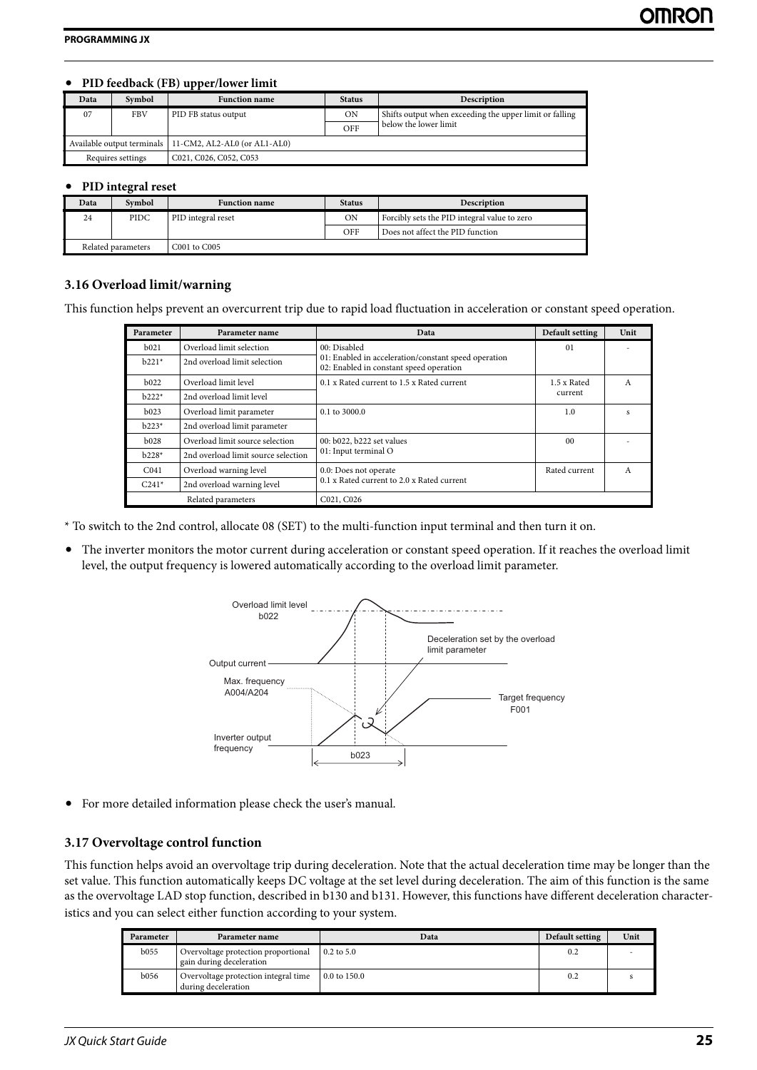- **PID feedback (FB) upper/lower limit**

| Data | Symbol | Function name | Status | Description |
|---|---|---|---|---|
| 07 | FBV | PID FB status output | ON | Shifts output when exceeding the upper limit or falling below the lower limit |
| | | | OFF | |
| Available output terminals | | 11-CM2, AL2-AL0 (or AL1-AL0) | | |
| Requires settings | | C021, C026, C052, C053 | | |

- **PID integral reset**

| Data | Symbol | Function name | Status | Description |
|---|---|---|---|---|
| 24 | PIDC | PID integral reset | ON | Forcibly sets the PID integral value to zero |
| | | | OFF | Does not affect the PID function |
| Related parameters | | C001 to C005 | | |

### 3.16 Overload limit/warning

This function helps prevent an overcurrent trip due to rapid load fluctuation in acceleration or constant speed operation.

| Parameter | Parameter name | Data | Default setting | Unit |
|---|---|---|---|---|
| b021 | Overload limit selection | 00: Disabled<br>01: Enabled in acceleration/constant speed operation<br>02: Enabled in constant speed operation | 01 | - |
| b221* | 2nd overload limit selection | | | |
| b022 | Overload limit level | 0.1 x Rated current to 1.5 x Rated current | 1.5 x Rated current | A |
| b222* | 2nd overload limit level | | | |
| b023 | Overload limit parameter | 0.1 to 3000.0 | 1.0 | s |
| b223* | 2nd overload limit parameter | | | |
| b028 | Overload limit source selection | 00: b022, b222 set values<br>01: Input terminal O | 00 | - |
| b228* | 2nd overload limit source selection | | | |
| C041 | Overload warning level | 0.0: Does not operate<br>0.1 x Rated current to 2.0 x Rated current | Rated current | A |
| C241* | 2nd overload warning level | | | |
| Related parameters | | C021, C026 | | |

\* To switch to the 2nd control, allocate 08 (SET) to the multi-function input terminal and then turn it on.

- The inverter monitors the motor current during acceleration or constant speed operation. If it reaches the overload limit level, the output frequency is lowered automatically according to the overload limit parameter.

Overload limit level b022

Deceleration set by the overload limit parameter

Output current

Max. frequency A004/A204

Target frequency F001

Inverter output frequency

b023

- For more detailed information please check the user's manual.

### 3.17 Overvoltage control function

This function helps avoid an overvoltage trip during deceleration. Note that the actual deceleration time may be longer than the set value. This function automatically keeps DC voltage at the set level during deceleration. The aim of this function is the same as the overvoltage LAD stop function, described in b130 and b131. However, this functions have different deceleration characteristics and you can select either function according to your system.

| Parameter | Parameter name | Data | Default setting | Unit |
|---|---|---|---|---|
| b055 | Overvoltage protection proportional gain during deceleration | 0.2 to 5.0 | 0.2 | - |
| b056 | Overvoltage protection integral time during deceleration | 0.0 to 150.0 | 0.2 | s |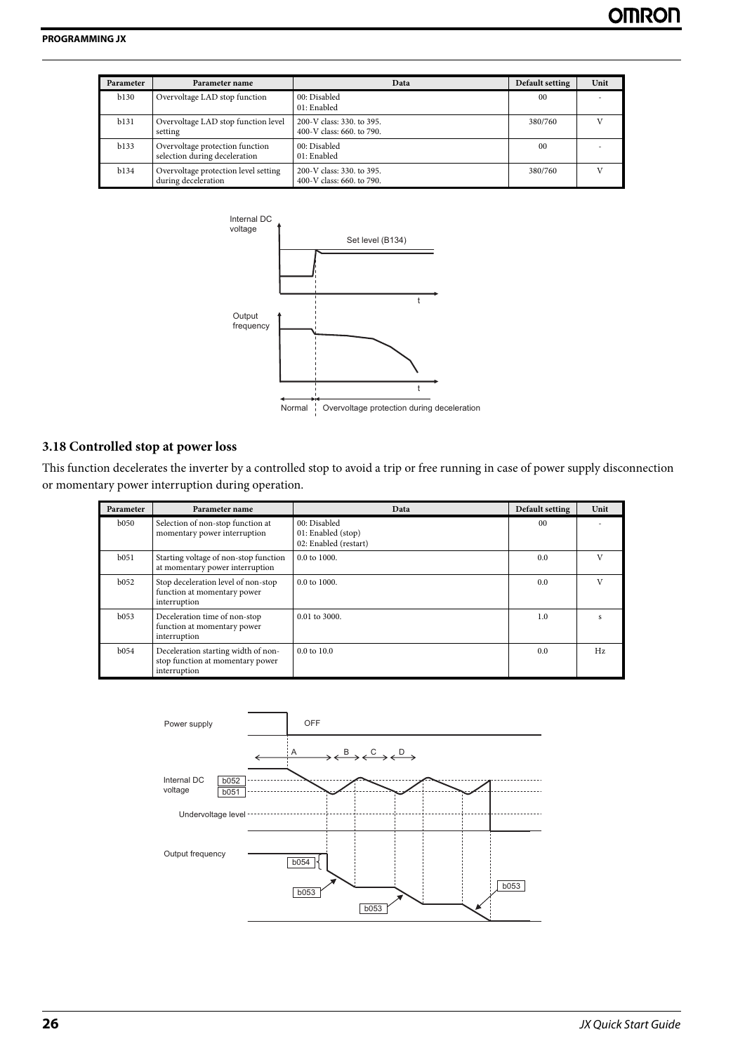| Parameter | Parameter name | Data | Default setting | Unit |
|---|---|---|---|---|
| b130 | Overvoltage LAD stop function | 00: Disabled<br>01: Enabled | 00 | - |
| b131 | Overvoltage LAD stop function level setting | 200-V class: 330. to 395.<br>400-V class: 660. to 790. | 380/760 | V |
| b133 | Overvoltage protection function selection during deceleration | 00: Disabled<br>01: Enabled | 00 | - |
| b134 | Overvoltage protection level setting during deceleration | 200-V class: 330. to 395.<br>400-V class: 660. to 790. | 380/760 | V |

## 3.18 Controlled stop at power loss

This function decelerates the inverter by a controlled stop to avoid a trip or free running in case of power supply disconnection or momentary power interruption during operation.

| Parameter | Parameter name | Data | Default setting | Unit |
|---|---|---|---|---|
| b050 | Selection of non-stop function at momentary power interruption | 00: Disabled<br>01: Enabled (stop)<br>02: Enabled (restart) | 00 | - |
| b051 | Starting voltage of non-stop function at momentary power interruption | 0.0 to 1000. | 0.0 | V |
| b052 | Stop deceleration level of non-stop function at momentary power interruption | 0.0 to 1000. | 0.0 | V |
| b053 | Deceleration time of non-stop function at momentary power interruption | 0.01 to 3000. | 1.0 | s |
| b054 | Deceleration starting width of non-stop function at momentary power interruption | 0.0 to 10.0 | 0.0 | Hz |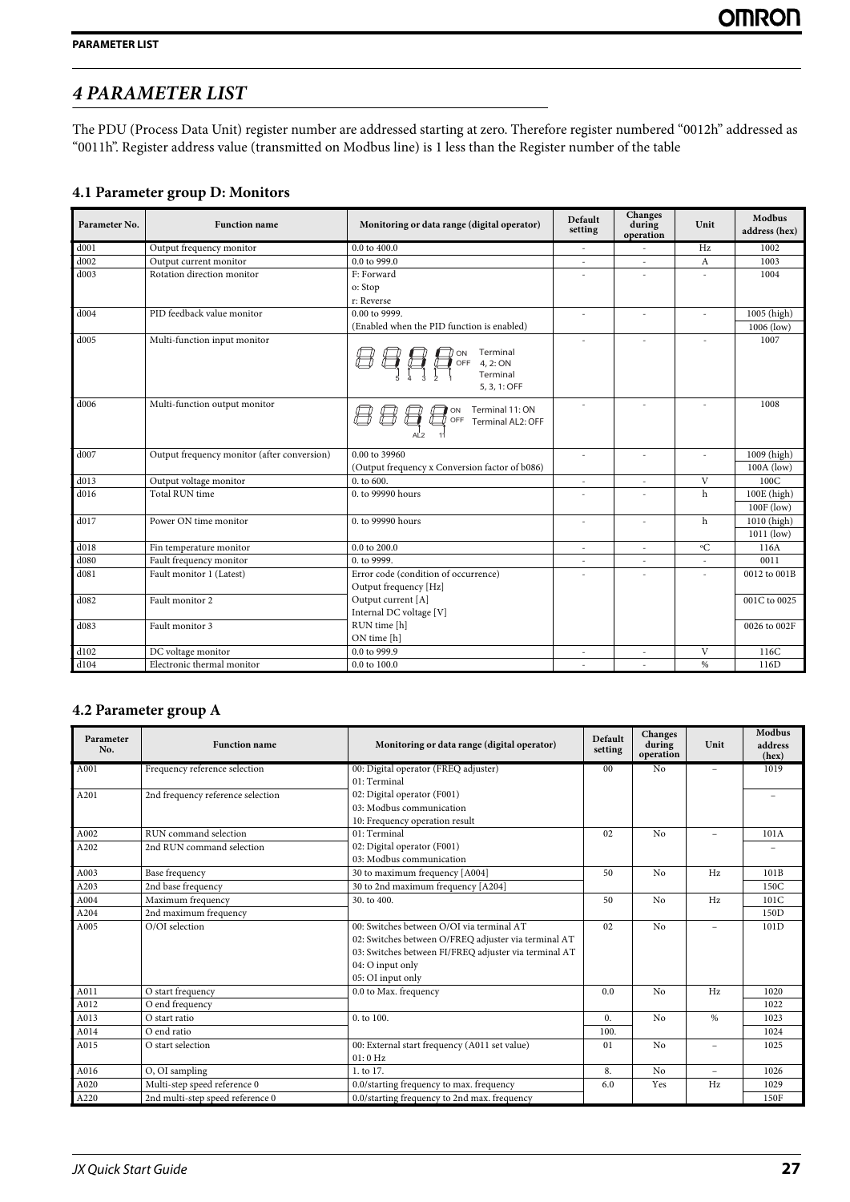# 4 PARAMETER LIST

The PDU (Process Data Unit) register number are addressed starting at zero. Therefore register numbered "0012h" addressed as "0011h". Register address value (transmitted on Modbus line) is 1 less than the Register number of the table

## 4.1 Parameter group D: Monitors

| Parameter No. | Function name | Monitoring or data range (digital operator) | Default setting | Changes during operation | Unit | Modbus address (hex) |
|---|---|---|---|---|---|---|
| d001 | Output frequency monitor | 0.0 to 400.0 | - | - | Hz | 1002 |
| d002 | Output current monitor | 0.0 to 999.0 | - | - | A | 1003 |
| d003 | Rotation direction monitor | F: Forward<br>o: Stop<br>r: Reverse | - | - | - | 1004 |
| d004 | PID feedback value monitor | 0.00 to 9999.<br>(Enabled when the PID function is enabled) | - | - | - | 1005 (high)<br>1006 (low) |
| d005 | Multi-function input monitor | (7-segment display: terminals 5 4 3 2 1; ON / OFF) Terminal 4, 2: ON Terminal 5, 3, 1: OFF | - | - | - | 1007 |
| d006 | Multi-function output monitor | (7-segment display: AL2 11; ON / OFF) Terminal 11: ON Terminal AL2: OFF | - | - | - | 1008 |
| d007 | Output frequency monitor (after conversion) | 0.00 to 39960<br>(Output frequency x Conversion factor of b086) | - | - | - | 1009 (high)<br>100A (low) |
| d013 | Output voltage monitor | 0. to 600. | - | - | V | 100C |
| d016 | Total RUN time | 0. to 99990 hours | - | - | h | 100E (high)<br>100F (low) |
| d017 | Power ON time monitor | 0. to 99990 hours | - | - | h | 1010 (high)<br>1011 (low) |
| d018 | Fin temperature monitor | 0.0 to 200.0 | - | - | °C | 116A |
| d080 | Fault frequency monitor | 0. to 9999. | - | - | - | 0011 |
| d081 | Fault monitor 1 (Latest) | Error code (condition of occurrence)<br>Output frequency [Hz]<br>Output current [A]<br>Internal DC voltage [V]<br>RUN time [h]<br>ON time [h] | - | - | - | 0012 to 001B |
| d082 | Fault monitor 2 | | | | | 001C to 0025 |
| d083 | Fault monitor 3 | | | | | 0026 to 002F |
| d102 | DC voltage monitor | 0.0 to 999.9 | - | - | V | 116C |
| d104 | Electronic thermal monitor | 0.0 to 100.0 | - | - | % | 116D |

## 4.2 Parameter group A

| Parameter No. | Function name | Monitoring or data range (digital operator) | Default setting | Changes during operation | Unit | Modbus address (hex) |
|---|---|---|---|---|---|---|
| A001 | Frequency reference selection | 00: Digital operator (FREQ adjuster)<br>01: Terminal<br>02: Digital operator (F001)<br>03: Modbus communication<br>10: Frequency operation result | 00 | No | – | 1019 |
| A201 | 2nd frequency reference selection | | | | | – |
| A002 | RUN command selection | 01: Terminal<br>02: Digital operator (F001)<br>03: Modbus communication | 02 | No | – | 101A |
| A202 | 2nd RUN command selection | | | | | – |
| A003 | Base frequency | 30 to maximum frequency [A004] | 50 | No | Hz | 101B |
| A203 | 2nd base frequency | 30 to 2nd maximum frequency [A204] | | | | 150C |
| A004 | Maximum frequency | 30. to 400. | 50 | No | Hz | 101C |
| A204 | 2nd maximum frequency | | | | | 150D |
| A005 | O/OI selection | 00: Switches between O/OI via terminal AT<br>02: Switches between O/FREQ adjuster via terminal AT<br>03: Switches between FI/FREQ adjuster via terminal AT<br>04: O input only<br>05: OI input only | 02 | No | – | 101D |
| A011 | O start frequency | 0.0 to Max. frequency | 0.0 | No | Hz | 1020 |
| A012 | O end frequency | | | | | 1022 |
| A013 | O start ratio | 0. to 100. | 0. | No | % | 1023 |
| A014 | O end ratio | | 100. | | | 1024 |
| A015 | O start selection | 00: External start frequency (A011 set value)<br>01: 0 Hz | 01 | No | – | 1025 |
| A016 | O, OI sampling | 1. to 17. | 8. | No | – | 1026 |
| A020 | Multi-step speed reference 0 | 0.0/starting frequency to max. frequency | 6.0 | Yes | Hz | 1029 |
| A220 | 2nd multi-step speed reference 0 | 0.0/starting frequency to 2nd max. frequency | | | | 150F |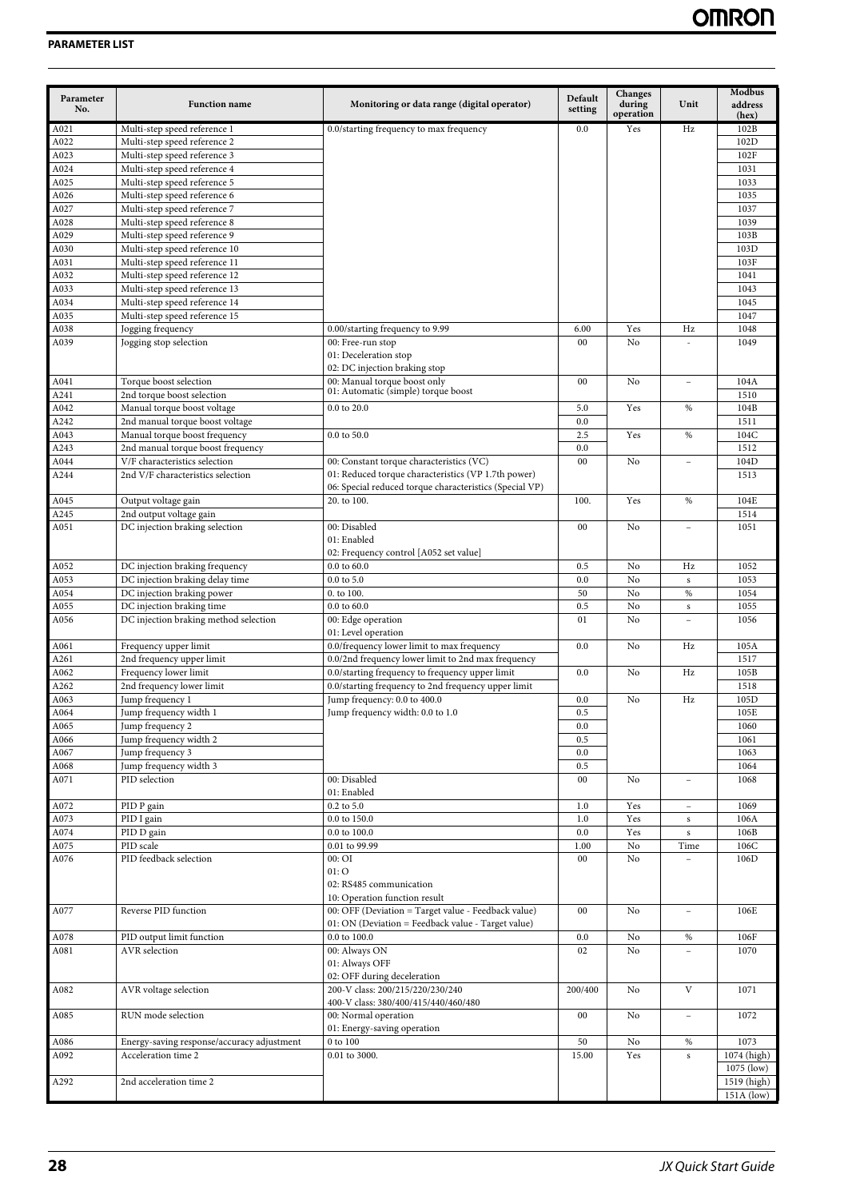**PARAMETER LIST**

| Parameter No. | Function name | Monitoring or data range (digital operator) | Default setting | Changes during operation | Unit | Modbus address (hex) |
|---|---|---|---|---|---|---|
| A021 | Multi-step speed reference 1 | 0.0/starting frequency to max frequency | 0.0 | Yes | Hz | 102B |
| A022 | Multi-step speed reference 2 | | | | | 102D |
| A023 | Multi-step speed reference 3 | | | | | 102F |
| A024 | Multi-step speed reference 4 | | | | | 1031 |
| A025 | Multi-step speed reference 5 | | | | | 1033 |
| A026 | Multi-step speed reference 6 | | | | | 1035 |
| A027 | Multi-step speed reference 7 | | | | | 1037 |
| A028 | Multi-step speed reference 8 | | | | | 1039 |
| A029 | Multi-step speed reference 9 | | | | | 103B |
| A030 | Multi-step speed reference 10 | | | | | 103D |
| A031 | Multi-step speed reference 11 | | | | | 103F |
| A032 | Multi-step speed reference 12 | | | | | 1041 |
| A033 | Multi-step speed reference 13 | | | | | 1043 |
| A034 | Multi-step speed reference 14 | | | | | 1045 |
| A035 | Multi-step speed reference 15 | | | | | 1047 |
| A038 | Jogging frequency | 0.00/starting frequency to 9.99 | 6.00 | Yes | Hz | 1048 |
| A039 | Jogging stop selection | 00: Free-run stop<br>01: Deceleration stop<br>02: DC injection braking stop | 00 | No | - | 1049 |
| A041 | Torque boost selection | 00: Manual torque boost only<br>01: Automatic (simple) torque boost | 00 | No | – | 104A |
| A241 | 2nd torque boost selection | | | | | 1510 |
| A042 | Manual torque boost voltage | 0.0 to 20.0 | 5.0 | Yes | % | 104B |
| A242 | 2nd manual torque boost voltage | | 0.0 | | | 1511 |
| A043 | Manual torque boost frequency | 0.0 to 50.0 | 2.5 | Yes | % | 104C |
| A243 | 2nd manual torque boost frequency | | 0.0 | | | 1512 |
| A044 | V/F characteristics selection | 00: Constant torque characteristics (VC)<br>01: Reduced torque characteristics (VP 1.7th power)<br>06: Special reduced torque characteristics (Special VP) | 00 | No | – | 104D |
| A244 | 2nd V/F characteristics selection | | | | | 1513 |
| A045 | Output voltage gain | 20. to 100. | 100. | Yes | % | 104E |
| A245 | 2nd output voltage gain | | | | | 1514 |
| A051 | DC injection braking selection | 00: Disabled<br>01: Enabled<br>02: Frequency control [A052 set value] | 00 | No | – | 1051 |
| A052 | DC injection braking frequency | 0.0 to 60.0 | 0.5 | No | Hz | 1052 |
| A053 | DC injection braking delay time | 0.0 to 5.0 | 0.0 | No | s | 1053 |
| A054 | DC injection braking power | 0. to 100. | 50 | No | % | 1054 |
| A055 | DC injection braking time | 0.0 to 60.0 | 0.5 | No | s | 1055 |
| A056 | DC injection braking method selection | 00: Edge operation<br>01: Level operation | 01 | No | – | 1056 |
| A061 | Frequency upper limit | 0.0/frequency lower limit to max frequency | 0.0 | No | Hz | 105A |
| A261 | 2nd frequency upper limit | 0.0/2nd frequency lower limit to 2nd max frequency | | | | 1517 |
| A062 | Frequency lower limit | 0.0/starting frequency to frequency upper limit | 0.0 | No | Hz | 105B |
| A262 | 2nd frequency lower limit | 0.0/starting frequency to 2nd frequency upper limit | | | | 1518 |
| A063 | Jump frequency 1 | Jump frequency: 0.0 to 400.0 | 0.0 | No | Hz | 105D |
| A064 | Jump frequency width 1 | Jump frequency width: 0.0 to 1.0 | 0.5 | | | 105E |
| A065 | Jump frequency 2 | | 0.0 | | | 1060 |
| A066 | Jump frequency width 2 | | 0.5 | | | 1061 |
| A067 | Jump frequency 3 | | 0.0 | | | 1063 |
| A068 | Jump frequency width 3 | | 0.5 | | | 1064 |
| A071 | PID selection | 00: Disabled<br>01: Enabled | 00 | No | – | 1068 |
| A072 | PID P gain | 0.2 to 5.0 | 1.0 | Yes | – | 1069 |
| A073 | PID I gain | 0.0 to 150.0 | 1.0 | Yes | s | 106A |
| A074 | PID D gain | 0.0 to 100.0 | 0.0 | Yes | s | 106B |
| A075 | PID scale | 0.01 to 99.99 | 1.00 | No | Time | 106C |
| A076 | PID feedback selection | 00: OI<br>01: O<br>02: RS485 communication<br>10: Operation function result | 00 | No | – | 106D |
| A077 | Reverse PID function | 00: OFF (Deviation = Target value - Feedback value)<br>01: ON (Deviation = Feedback value - Target value) | 00 | No | – | 106E |
| A078 | PID output limit function | 0.0 to 100.0 | 0.0 | No | % | 106F |
| A081 | AVR selection | 00: Always ON<br>01: Always OFF<br>02: OFF during deceleration | 02 | No | – | 1070 |
| A082 | AVR voltage selection | 200-V class: 200/215/220/230/240<br>400-V class: 380/400/415/440/460/480 | 200/400 | No | V | 1071 |
| A085 | RUN mode selection | 00: Normal operation<br>01: Energy-saving operation | 00 | No | – | 1072 |
| A086 | Energy-saving response/accuracy adjustment | 0 to 100 | 50 | No | % | 1073 |
| A092 | Acceleration time 2 | 0.01 to 3000. | 15.00 | Yes | s | 1074 (high)<br>1075 (low) |
| A292 | 2nd acceleration time 2 | | | | | 1519 (high)<br>151A (low) |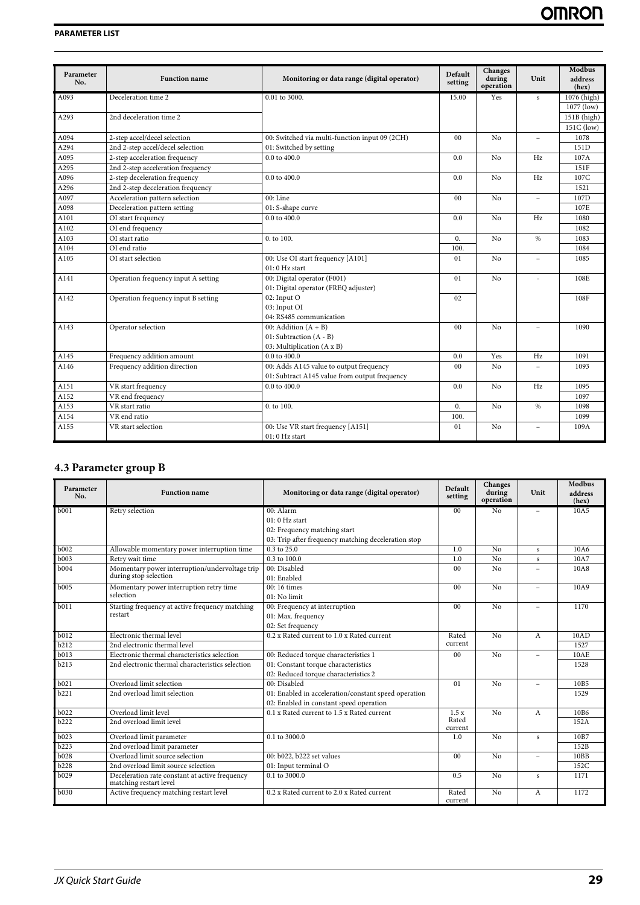**PARAMETER LIST**

| Parameter No. | Function name | Monitoring or data range (digital operator) | Default setting | Changes during operation | Unit | Modbus address (hex) |
|---|---|---|---|---|---|---|
| A093 | Deceleration time 2 | 0.01 to 3000. | 15.00 | Yes | s | 1076 (high) |
| | | | | | | 1077 (low) |
| A293 | 2nd deceleration time 2 | | | | | 151B (high) |
| | | | | | | 151C (low) |
| A094 | 2-step accel/decel selection | 00: Switched via multi-function input 09 (2CH) | 00 | No | – | 1078 |
| A294 | 2nd 2-step accel/decel selection | 01: Switched by setting | | | | 151D |
| A095 | 2-step acceleration frequency | 0.0 to 400.0 | 0.0 | No | Hz | 107A |
| A295 | 2nd 2-step acceleration frequency | | | | | 151F |
| A096 | 2-step deceleration frequency | 0.0 to 400.0 | 0.0 | No | Hz | 107C |
| A296 | 2nd 2-step deceleration frequency | | | | | 1521 |
| A097 | Acceleration pattern selection | 00: Line | 00 | No | – | 107D |
| A098 | Deceleration pattern setting | 01: S-shape curve | | | | 107E |
| A101 | OI start frequency | 0.0 to 400.0 | 0.0 | No | Hz | 1080 |
| A102 | OI end frequency | | | | | 1082 |
| A103 | OI start ratio | 0. to 100. | 0. | No | % | 1083 |
| A104 | OI end ratio | | 100. | | | 1084 |
| A105 | OI start selection | 00: Use OI start frequency [A101]<br>01: 0 Hz start | 01 | No | – | 1085 |
| A141 | Operation frequency input A setting | 00: Digital operator (F001)<br>01: Digital operator (FREQ adjuster) | 01 | No | - | 108E |
| A142 | Operation frequency input B setting | 02: Input O<br>03: Input OI<br>04: RS485 communication | 02 | | | 108F |
| A143 | Operator selection | 00: Addition (A + B)<br>01: Subtraction (A - B)<br>03: Multiplication (A x B) | 00 | No | – | 1090 |
| A145 | Frequency addition amount | 0.0 to 400.0 | 0.0 | Yes | Hz | 1091 |
| A146 | Frequency addition direction | 00: Adds A145 value to output frequency<br>01: Subtract A145 value from output frequency | 00 | No | – | 1093 |
| A151 | VR start frequency | 0.0 to 400.0 | 0.0 | No | Hz | 1095 |
| A152 | VR end frequency | | | | | 1097 |
| A153 | VR start ratio | 0. to 100. | 0. | No | % | 1098 |
| A154 | VR end ratio | | 100. | | | 1099 |
| A155 | VR start selection | 00: Use VR start frequency [A151]<br>01: 0 Hz start | 01 | No | – | 109A |

## 4.3 Parameter group B

| Parameter No. | Function name | Monitoring or data range (digital operator) | Default setting | Changes during operation | Unit | Modbus address (hex) |
|---|---|---|---|---|---|---|
| b001 | Retry selection | 00: Alarm<br>01: 0 Hz start<br>02: Frequency matching start<br>03: Trip after frequency matching deceleration stop | 00 | No | – | 10A5 |
| b002 | Allowable momentary power interruption time | 0.3 to 25.0 | 1.0 | No | s | 10A6 |
| b003 | Retry wait time | 0.3 to 100.0 | 1.0 | No | s | 10A7 |
| b004 | Momentary power interruption/undervoltage trip during stop selection | 00: Disabled<br>01: Enabled | 00 | No | – | 10A8 |
| b005 | Momentary power interruption retry time selection | 00: 16 times<br>01: No limit | 00 | No | – | 10A9 |
| b011 | Starting frequency at active frequency matching restart | 00: Frequency at interruption<br>01: Max. frequency<br>02: Set frequency | 00 | No | – | 1170 |
| b012 | Electronic thermal level | 0.2 x Rated current to 1.0 x Rated current | Rated current | No | A | 10AD |
| b212 | 2nd electronic thermal level | | | | | 1527 |
| b013 | Electronic thermal characteristics selection | 00: Reduced torque characteristics 1 | 00 | No | – | 10AE |
| b213 | 2nd electronic thermal characteristics selection | 01: Constant torque characteristics<br>02: Reduced torque characteristics 2 | | | | 1528 |
| b021 | Overload limit selection | 00: Disabled | 01 | No | – | 10B5 |
| b221 | 2nd overload limit selection | 01: Enabled in acceleration/constant speed operation<br>02: Enabled in constant speed operation | | | | 1529 |
| b022 | Overload limit level | 0.1 x Rated current to 1.5 x Rated current | 1.5 x Rated current | No | A | 10B6 |
| b222 | 2nd overload limit level | | | | | 152A |
| b023 | Overload limit parameter | 0.1 to 3000.0 | 1.0 | No | s | 10B7 |
| b223 | 2nd overload limit parameter | | | | | 152B |
| b028 | Overload limit source selection | 00: b022, b222 set values | 00 | No | – | 10BB |
| b228 | 2nd overload limit source selection | 01: Input terminal O | | | | 152C |
| b029 | Deceleration rate constant at active frequency matching restart level | 0.1 to 3000.0 | 0.5 | No | s | 1171 |
| b030 | Active frequency matching restart level | 0.2 x Rated current to 2.0 x Rated current | Rated current | No | A | 1172 |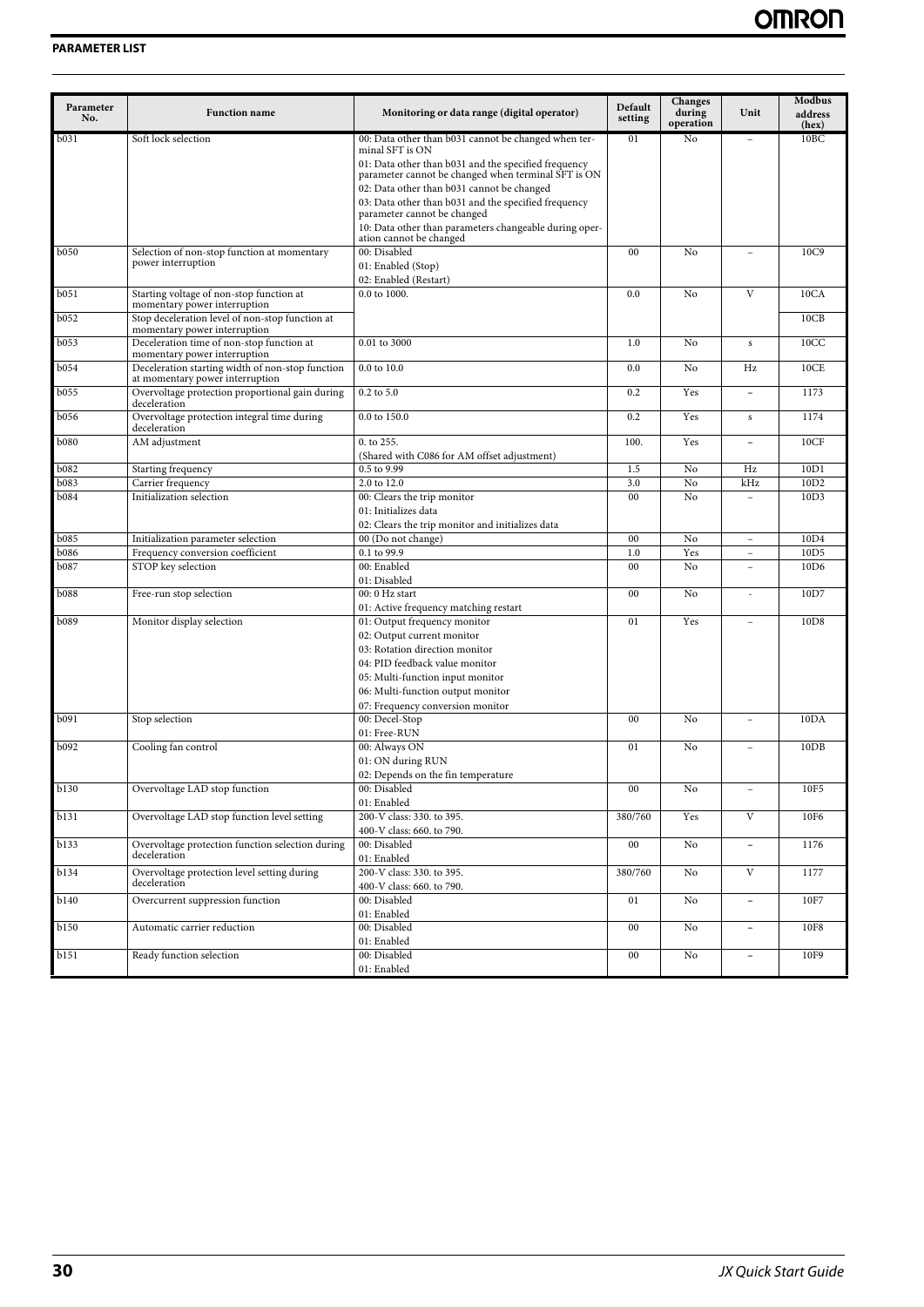**PARAMETER LIST**

| Parameter No. | Function name | Monitoring or data range (digital operator) | Default setting | Changes during operation | Unit | Modbus address (hex) |
|---|---|---|---|---|---|---|
| b031 | Soft lock selection | 00: Data other than b031 cannot be changed when terminal SFT is ON<br>01: Data other than b031 and the specified frequency parameter cannot be changed when terminal SFT is ON<br>02: Data other than b031 cannot be changed<br>03: Data other than b031 and the specified frequency parameter cannot be changed<br>10: Data other than parameters changeable during operation cannot be changed | 01 | No | – | 10BC |
| b050 | Selection of non-stop function at momentary power interruption | 00: Disabled<br>01: Enabled (Stop)<br>02: Enabled (Restart) | 00 | No | – | 10C9 |
| b051 | Starting voltage of non-stop function at momentary power interruption | 0.0 to 1000. | 0.0 | No | V | 10CA |
| b052 | Stop deceleration level of non-stop function at momentary power interruption | | | | | 10CB |
| b053 | Deceleration time of non-stop function at momentary power interruption | 0.01 to 3000 | 1.0 | No | s | 10CC |
| b054 | Deceleration starting width of non-stop function at momentary power interruption | 0.0 to 10.0 | 0.0 | No | Hz | 10CE |
| b055 | Overvoltage protection proportional gain during deceleration | 0.2 to 5.0 | 0.2 | Yes | – | 1173 |
| b056 | Overvoltage protection integral time during deceleration | 0.0 to 150.0 | 0.2 | Yes | s | 1174 |
| b080 | AM adjustment | 0. to 255.<br>(Shared with C086 for AM offset adjustment) | 100. | Yes | – | 10CF |
| b082 | Starting frequency | 0.5 to 9.99 | 1.5 | No | Hz | 10D1 |
| b083 | Carrier frequency | 2.0 to 12.0 | 3.0 | No | kHz | 10D2 |
| b084 | Initialization selection | 00: Clears the trip monitor<br>01: Initializes data<br>02: Clears the trip monitor and initializes data | 00 | No | – | 10D3 |
| b085 | Initialization parameter selection | 00 (Do not change) | 00 | No | – | 10D4 |
| b086 | Frequency conversion coefficient | 0.1 to 99.9 | 1.0 | Yes | – | 10D5 |
| b087 | STOP key selection | 00: Enabled<br>01: Disabled | 00 | No | – | 10D6 |
| b088 | Free-run stop selection | 00: 0 Hz start<br>01: Active frequency matching restart | 00 | No | - | 10D7 |
| b089 | Monitor display selection | 01: Output frequency monitor<br>02: Output current monitor<br>03: Rotation direction monitor<br>04: PID feedback value monitor<br>05: Multi-function input monitor<br>06: Multi-function output monitor<br>07: Frequency conversion monitor | 01 | Yes | – | 10D8 |
| b091 | Stop selection | 00: Decel-Stop<br>01: Free-RUN | 00 | No | – | 10DA |
| b092 | Cooling fan control | 00: Always ON<br>01: ON during RUN<br>02: Depends on the fin temperature | 01 | No | – | 10DB |
| b130 | Overvoltage LAD stop function | 00: Disabled<br>01: Enabled | 00 | No | – | 10F5 |
| b131 | Overvoltage LAD stop function level setting | 200-V class: 330. to 395.<br>400-V class: 660. to 790. | 380/760 | Yes | V | 10F6 |
| b133 | Overvoltage protection function selection during deceleration | 00: Disabled<br>01: Enabled | 00 | No | – | 1176 |
| b134 | Overvoltage protection level setting during deceleration | 200-V class: 330. to 395.<br>400-V class: 660. to 790. | 380/760 | No | V | 1177 |
| b140 | Overcurrent suppression function | 00: Disabled<br>01: Enabled | 01 | No | – | 10F7 |
| b150 | Automatic carrier reduction | 00: Disabled<br>01: Enabled | 00 | No | – | 10F8 |
| b151 | Ready function selection | 00: Disabled<br>01: Enabled | 00 | No | – | 10F9 |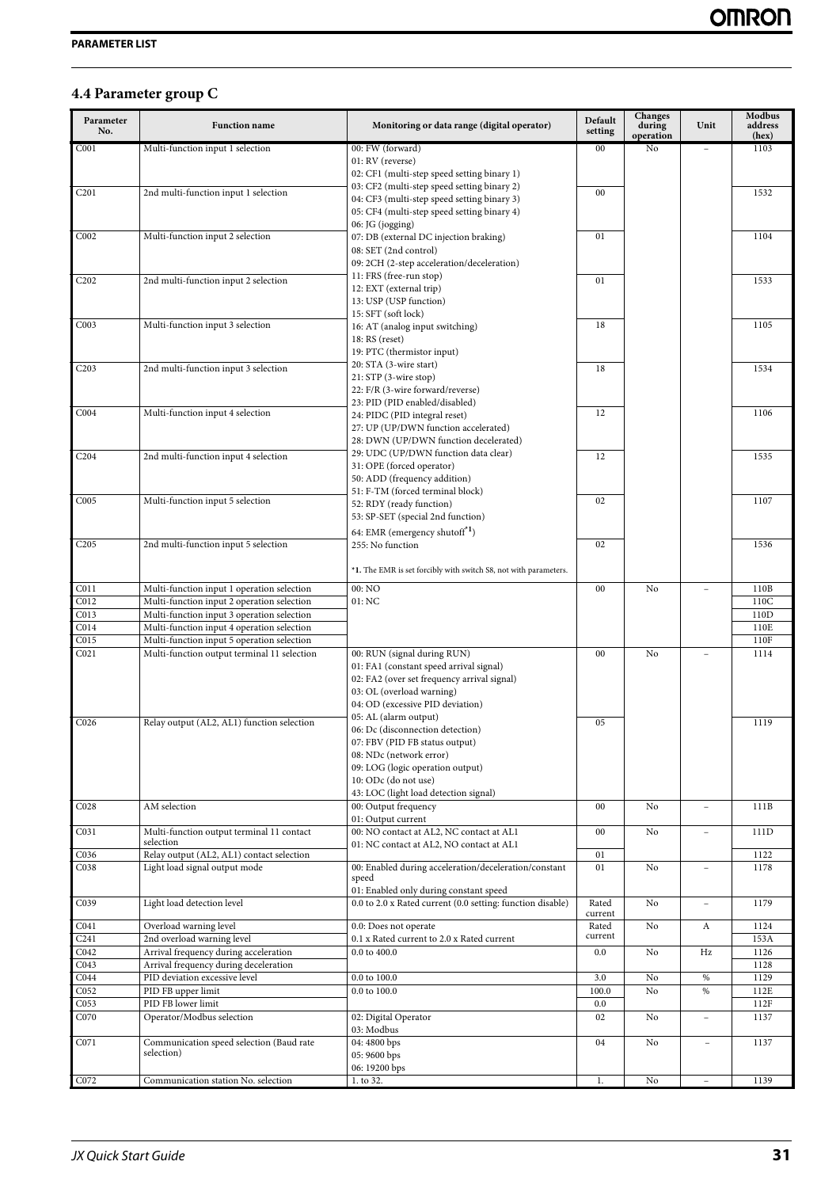## 4.4 Parameter group C

| Parameter No. | Function name | Monitoring or data range (digital operator) | Default setting | Changes during operation | Unit | Modbus address (hex) |
|---|---|---|---|---|---|---|
| C001 | Multi-function input 1 selection | 00: FW (forward)<br>01: RV (reverse)<br>02: CF1 (multi-step speed setting binary 1)<br>03: CF2 (multi-step speed setting binary 2)<br>04: CF3 (multi-step speed setting binary 3)<br>05: CF4 (multi-step speed setting binary 4)<br>06: JG (jogging)<br>07: DB (external DC injection braking)<br>08: SET (2nd control)<br>09: 2CH (2-step acceleration/deceleration)<br>11: FRS (free-run stop)<br>12: EXT (external trip)<br>13: USP (USP function)<br>15: SFT (soft lock)<br>16: AT (analog input switching)<br>18: RS (reset)<br>19: PTC (thermistor input)<br>20: STA (3-wire start)<br>21: STP (3-wire stop)<br>22: F/R (3-wire forward/reverse)<br>23: PID (PID enabled/disabled)<br>24: PIDC (PID integral reset)<br>27: UP (UP/DWN function accelerated)<br>28: DWN (UP/DWN function decelerated)<br>29: UDC (UP/DWN function data clear)<br>31: OPE (forced operator)<br>50: ADD (frequency addition)<br>51: F-TM (forced terminal block)<br>52: RDY (ready function)<br>53: SP-SET (special 2nd function)<br>64: EMR (emergency shutoff*1)<br>255: No function<br><br>*1. The EMR is set forcibly with switch S8, not with parameters. | 00 | No | – | 1103 |
| C201 | 2nd multi-function input 1 selection | | 00 | | | 1532 |
| C002 | Multi-function input 2 selection | | 01 | | | 1104 |
| C202 | 2nd multi-function input 2 selection | | 01 | | | 1533 |
| C003 | Multi-function input 3 selection | | 18 | | | 1105 |
| C203 | 2nd multi-function input 3 selection | | 18 | | | 1534 |
| C004 | Multi-function input 4 selection | | 12 | | | 1106 |
| C204 | 2nd multi-function input 4 selection | | 12 | | | 1535 |
| C005 | Multi-function input 5 selection | | 02 | | | 1107 |
| C205 | 2nd multi-function input 5 selection | | 02 | | | 1536 |
| C011 | Multi-function input 1 operation selection | 00: NO<br>01: NC | 00 | No | – | 110B |
| C012 | Multi-function input 2 operation selection | | | | | 110C |
| C013 | Multi-function input 3 operation selection | | | | | 110D |
| C014 | Multi-function input 4 operation selection | | | | | 110E |
| C015 | Multi-function input 5 operation selection | | | | | 110F |
| C021 | Multi-function output terminal 11 selection | 00: RUN (signal during RUN)<br>01: FA1 (constant speed arrival signal)<br>02: FA2 (over set frequency arrival signal)<br>03: OL (overload warning)<br>04: OD (excessive PID deviation)<br>05: AL (alarm output)<br>06: Dc (disconnection detection)<br>07: FBV (PID FB status output)<br>08: NDc (network error)<br>09: LOG (logic operation output)<br>10: ODc (do not use)<br>43: LOC (light load detection signal) | 00 | No | – | 1114 |
| C026 | Relay output (AL2, AL1) function selection | | 05 | | | 1119 |
| C028 | AM selection | 00: Output frequency<br>01: Output current | 00 | No | – | 111B |
| C031 | Multi-function output terminal 11 contact selection | 00: NO contact at AL2, NC contact at AL1<br>01: NC contact at AL2, NO contact at AL1 | 00 | No | – | 111D |
| C036 | Relay output (AL2, AL1) contact selection | | 01 | | | 1122 |
| C038 | Light load signal output mode | 00: Enabled during acceleration/deceleration/constant speed<br>01: Enabled only during constant speed | 01 | No | – | 1178 |
| C039 | Light load detection level | 0.0 to 2.0 x Rated current (0.0 setting: function disable) | Rated current | No | – | 1179 |
| C041 | Overload warning level | 0.0: Does not operate<br>0.1 x Rated current to 2.0 x Rated current | Rated current | No | A | 1124 |
| C241 | 2nd overload warning level | | | | | 153A |
| C042 | Arrival frequency during acceleration | 0.0 to 400.0 | 0.0 | No | Hz | 1126 |
| C043 | Arrival frequency during deceleration | | | | | 1128 |
| C044 | PID deviation excessive level | 0.0 to 100.0 | 3.0 | No | % | 1129 |
| C052 | PID FB upper limit | 0.0 to 100.0 | 100.0 | No | % | 112E |
| C053 | PID FB lower limit | | 0.0 | | | 112F |
| C070 | Operator/Modbus selection | 02: Digital Operator<br>03: Modbus | 02 | No | – | 1137 |
| C071 | Communication speed selection (Baud rate selection) | 04: 4800 bps<br>05: 9600 bps<br>06: 19200 bps | 04 | No | – | 1137 |
| C072 | Communication station No. selection | 1. to 32. | 1. | No | – | 1139 |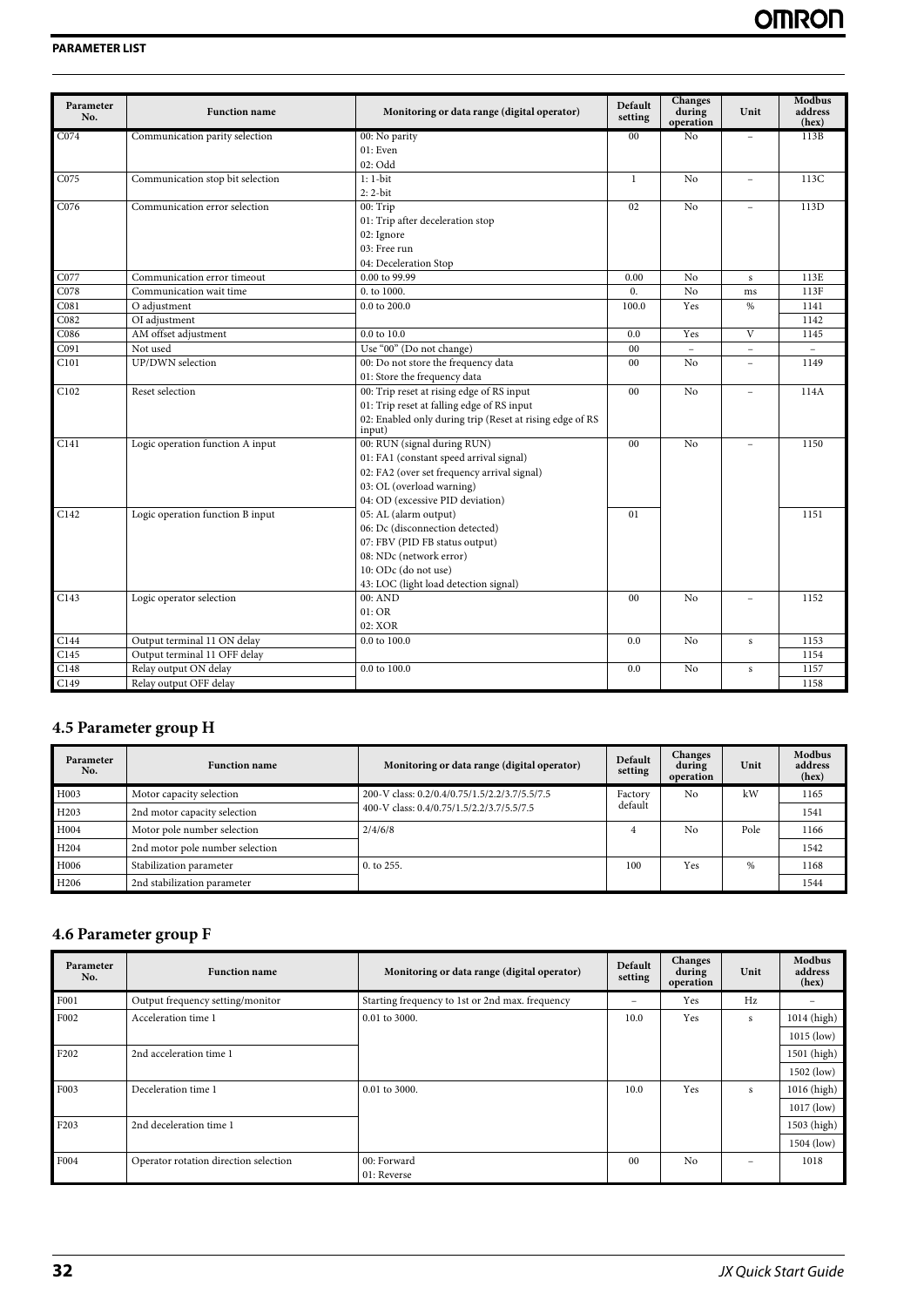**PARAMETER LIST**

| Parameter No. | Function name | Monitoring or data range (digital operator) | Default setting | Changes during operation | Unit | Modbus address (hex) |
|---|---|---|---|---|---|---|
| C074 | Communication parity selection | 00: No parity<br>01: Even<br>02: Odd | 00 | No | – | 113B |
| C075 | Communication stop bit selection | 1: 1-bit<br>2: 2-bit | 1 | No | – | 113C |
| C076 | Communication error selection | 00: Trip<br>01: Trip after deceleration stop<br>02: Ignore<br>03: Free run<br>04: Deceleration Stop | 02 | No | – | 113D |
| C077 | Communication error timeout | 0.00 to 99.99 | 0.00 | No | s | 113E |
| C078 | Communication wait time | 0. to 1000. | 0. | No | ms | 113F |
| C081 | O adjustment | 0.0 to 200.0 | 100.0 | Yes | % | 1141 |
| C082 | OI adjustment | | | | | 1142 |
| C086 | AM offset adjustment | 0.0 to 10.0 | 0.0 | Yes | V | 1145 |
| C091 | Not used | Use "00" (Do not change) | 00 | – | – | – |
| C101 | UP/DWN selection | 00: Do not store the frequency data<br>01: Store the frequency data | 00 | No | – | 1149 |
| C102 | Reset selection | 00: Trip reset at rising edge of RS input<br>01: Trip reset at falling edge of RS input<br>02: Enabled only during trip (Reset at rising edge of RS input) | 00 | No | – | 114A |
| C141 | Logic operation function A input | 00: RUN (signal during RUN)<br>01: FA1 (constant speed arrival signal)<br>02: FA2 (over set frequency arrival signal)<br>03: OL (overload warning)<br>04: OD (excessive PID deviation) | 00 | No | – | 1150 |
| C142 | Logic operation function B input | 05: AL (alarm output)<br>06: Dc (disconnection detected)<br>07: FBV (PID FB status output)<br>08: NDc (network error)<br>10: ODc (do not use)<br>43: LOC (light load detection signal) | 01 | | | 1151 |
| C143 | Logic operator selection | 00: AND<br>01: OR<br>02: XOR | 00 | No | – | 1152 |
| C144 | Output terminal 11 ON delay | 0.0 to 100.0 | 0.0 | No | s | 1153 |
| C145 | Output terminal 11 OFF delay | | | | | 1154 |
| C148 | Relay output ON delay | 0.0 to 100.0 | 0.0 | No | s | 1157 |
| C149 | Relay output OFF delay | | | | | 1158 |

## 4.5 Parameter group H

| Parameter No. | Function name | Monitoring or data range (digital operator) | Default setting | Changes during operation | Unit | Modbus address (hex) |
|---|---|---|---|---|---|---|
| H003 | Motor capacity selection | 200-V class: 0.2/0.4/0.75/1.5/2.2/3.7/5.5/7.5<br>400-V class: 0.4/0.75/1.5/2.2/3.7/5.5/7.5 | Factory default | No | kW | 1165 |
| H203 | 2nd motor capacity selection | | | | | 1541 |
| H004 | Motor pole number selection | 2/4/6/8 | 4 | No | Pole | 1166 |
| H204 | 2nd motor pole number selection | | | | | 1542 |
| H006 | Stabilization parameter | 0. to 255. | 100 | Yes | % | 1168 |
| H206 | 2nd stabilization parameter | | | | | 1544 |

## 4.6 Parameter group F

| Parameter No. | Function name | Monitoring or data range (digital operator) | Default setting | Changes during operation | Unit | Modbus address (hex) |
|---|---|---|---|---|---|---|
| F001 | Output frequency setting/monitor | Starting frequency to 1st or 2nd max. frequency | – | Yes | Hz | – |
| F002 | Acceleration time 1 | 0.01 to 3000. | 10.0 | Yes | s | 1014 (high)<br>1015 (low) |
| F202 | 2nd acceleration time 1 | | | | | 1501 (high)<br>1502 (low) |
| F003 | Deceleration time 1 | 0.01 to 3000. | 10.0 | Yes | s | 1016 (high)<br>1017 (low) |
| F203 | 2nd deceleration time 1 | | | | | 1503 (high)<br>1504 (low) |
| F004 | Operator rotation direction selection | 00: Forward<br>01: Reverse | 00 | No | – | 1018 |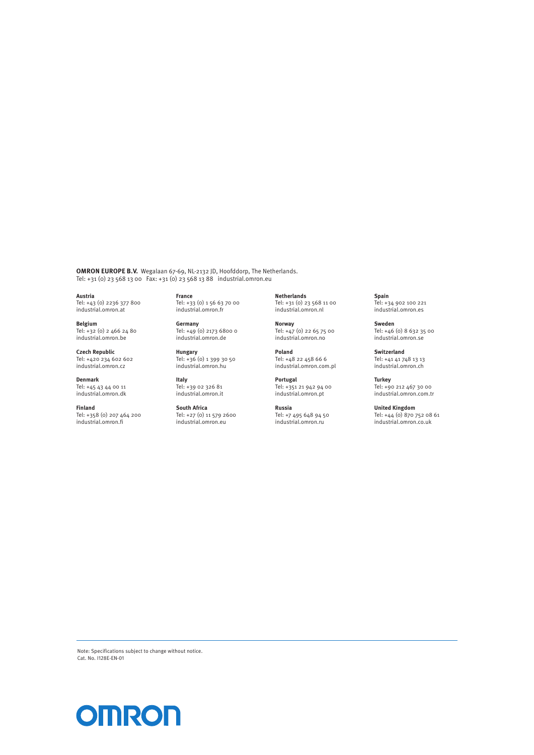**OMRON EUROPE B.V.** Wegalaan 67-69, NL-2132 JD, Hoofddorp, The Netherlands.
Tel: +31 (0) 23 568 13 00 Fax: +31 (0) 23 568 13 88 industrial.omron.eu

**Austria**
Tel: +43 (0) 2236 377 800
industrial.omron.at

**Belgium**
Tel: +32 (0) 2 466 24 80
industrial.omron.be

**Czech Republic**
Tel: +420 234 602 602
industrial.omron.cz

**Denmark**
Tel: +45 43 44 00 11
industrial.omron.dk

**Finland**
Tel: +358 (0) 207 464 200
industrial.omron.fi

**France**
Tel: +33 (0) 1 56 63 70 00
industrial.omron.fr

**Germany**
Tel: +49 (0) 2173 6800 0
industrial.omron.de

**Hungary**
Tel: +36 (0) 1 399 30 50
industrial.omron.hu

**Italy**
Tel: +39 02 326 81
industrial.omron.it

**South Africa**
Tel: +27 (0) 11 579 2600
industrial.omron.eu

**Netherlands**
Tel: +31 (0) 23 568 11 00
industrial.omron.nl

**Norway**
Tel: +47 (0) 22 65 75 00
industrial.omron.no

**Poland**
Tel: +48 22 458 66 6
industrial.omron.com.pl

**Portugal**
Tel: +351 21 942 94 00
industrial.omron.pt

**Russia**
Tel: +7 495 648 94 50
industrial.omron.ru

**Spain**
Tel: +34 902 100 221
industrial.omron.es

**Sweden**
Tel: +46 (0) 8 632 35 00
industrial.omron.se

**Switzerland**
Tel: +41 41 748 13 13
industrial.omron.ch

**Turkey**
Tel: +90 212 467 30 00
industrial.omron.com.tr

**United Kingdom**
Tel: +44 (0) 870 752 08 61
industrial.omron.co.uk

Note: Specifications subject to change without notice.
Cat. No. I128E-EN-01

OMRON